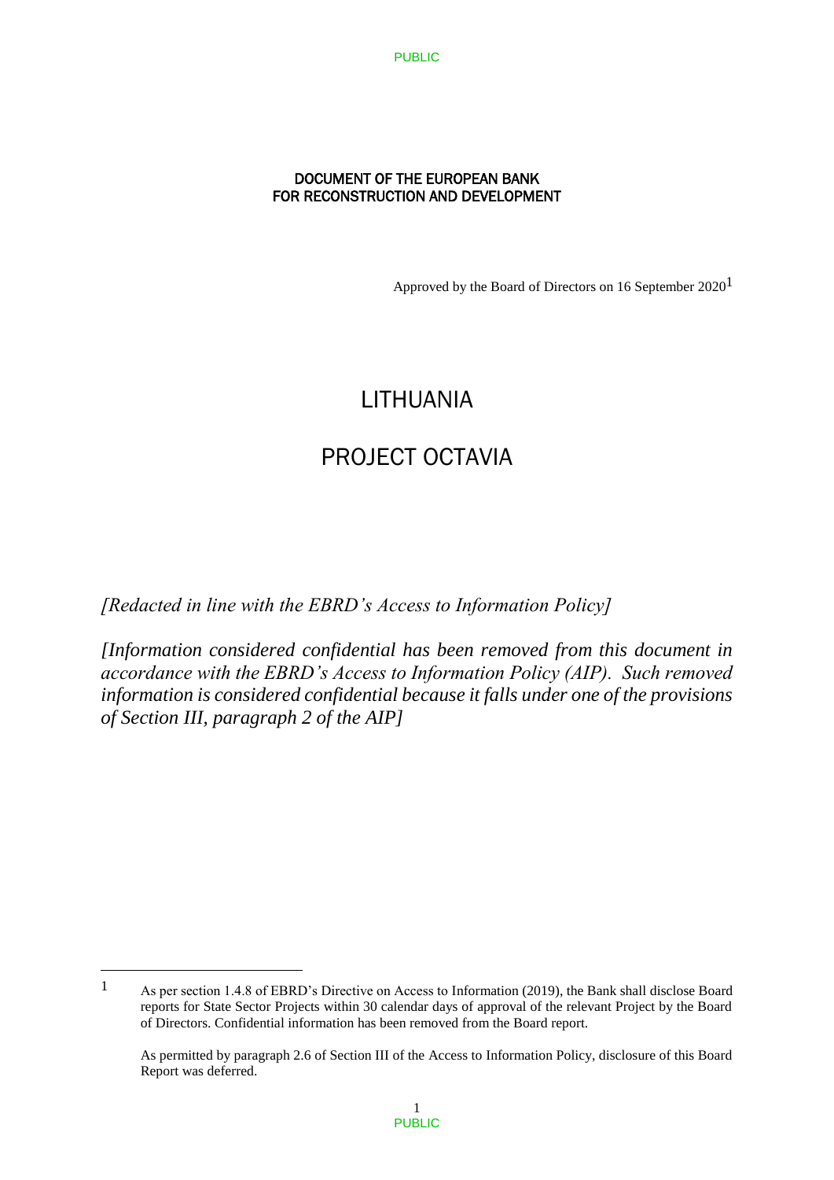DOCUMENT OF THE EUROPEAN BANK
FOR RECONSTRUCTION AND DEVELOPMENT

Approved by the Board of Directors on 16 September 2020[1]

# LITHUANIA

# PROJECT OCTAVIA

*[Redacted in line with the EBRD's Access to Information Policy]*

*[Information considered confidential has been removed from this document in accordance with the EBRD's Access to Information Policy (AIP). Such removed information is considered confidential because it falls under one of the provisions of Section III, paragraph 2 of the AIP]*

---

[1] As per section 1.4.8 of EBRD's Directive on Access to Information (2019), the Bank shall disclose Board reports for State Sector Projects within 30 calendar days of approval of the relevant Project by the Board of Directors. Confidential information has been removed from the Board report.

As permitted by paragraph 2.6 of Section III of the Access to Information Policy, disclosure of this Board Report was deferred.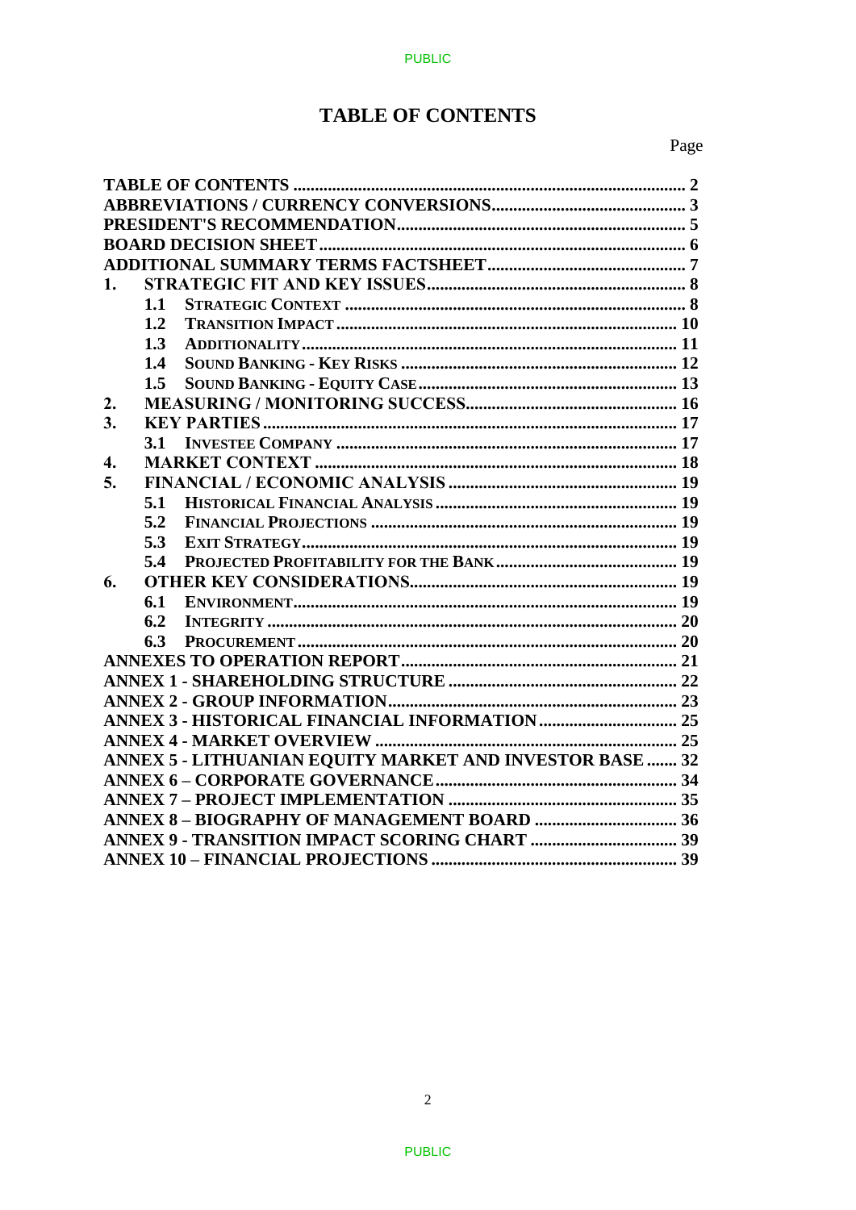# TABLE OF CONTENTS

Page

| | | |
|---|---|---|
| **TABLE OF CONTENTS** | | **2** |
| **ABBREVIATIONS / CURRENCY CONVERSIONS** | | **3** |
| **PRESIDENT'S RECOMMENDATION** | | **5** |
| **BOARD DECISION SHEET** | | **6** |
| **ADDITIONAL SUMMARY TERMS FACTSHEET** | | **7** |
| **1.** | **STRATEGIC FIT AND KEY ISSUES** | **8** |
| **1.1** | **STRATEGIC CONTEXT** | **8** |
| **1.2** | **TRANSITION IMPACT** | **10** |
| **1.3** | **ADDITIONALITY** | **11** |
| **1.4** | **SOUND BANKING - KEY RISKS** | **12** |
| **1.5** | **SOUND BANKING - EQUITY CASE** | **13** |
| **2.** | **MEASURING / MONITORING SUCCESS** | **16** |
| **3.** | **KEY PARTIES** | **17** |
| **3.1** | **INVESTEE COMPANY** | **17** |
| **4.** | **MARKET CONTEXT** | **18** |
| **5.** | **FINANCIAL / ECONOMIC ANALYSIS** | **19** |
| **5.1** | **HISTORICAL FINANCIAL ANALYSIS** | **19** |
| **5.2** | **FINANCIAL PROJECTIONS** | **19** |
| **5.3** | **EXIT STRATEGY** | **19** |
| **5.4** | **PROJECTED PROFITABILITY FOR THE BANK** | **19** |
| **6.** | **OTHER KEY CONSIDERATIONS** | **19** |
| **6.1** | **ENVIRONMENT** | **19** |
| **6.2** | **INTEGRITY** | **20** |
| **6.3** | **PROCUREMENT** | **20** |
| **ANNEXES TO OPERATION REPORT** | | **21** |
| **ANNEX 1 - SHAREHOLDING STRUCTURE** | | **22** |
| **ANNEX 2 - GROUP INFORMATION** | | **23** |
| **ANNEX 3 - HISTORICAL FINANCIAL INFORMATION** | | **25** |
| **ANNEX 4 - MARKET OVERVIEW** | | **25** |
| **ANNEX 5 - LITHUANIAN EQUITY MARKET AND INVESTOR BASE** | | **32** |
| **ANNEX 6 – CORPORATE GOVERNANCE** | | **34** |
| **ANNEX 7 – PROJECT IMPLEMENTATION** | | **35** |
| **ANNEX 8 – BIOGRAPHY OF MANAGEMENT BOARD** | | **36** |
| **ANNEX 9 - TRANSITION IMPACT SCORING CHART** | | **39** |
| **ANNEX 10 – FINANCIAL PROJECTIONS** | | **39** |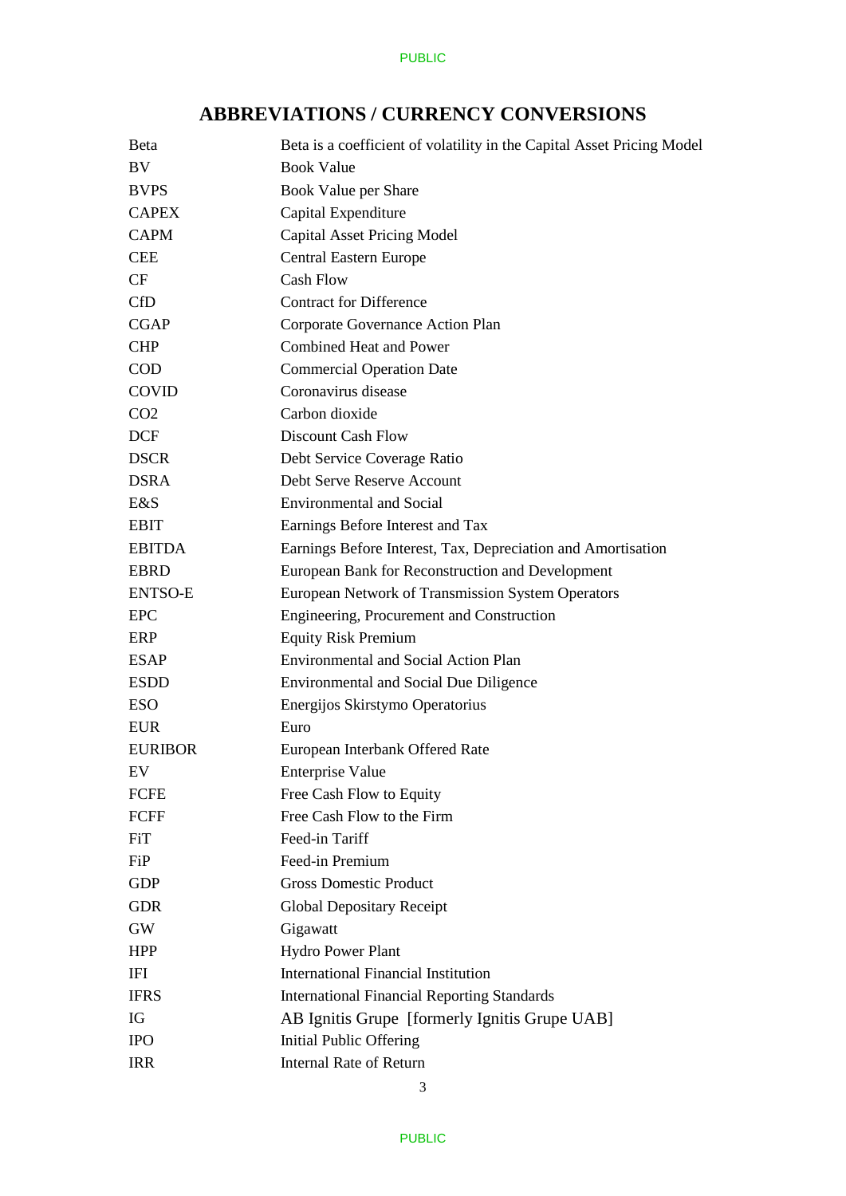# ABBREVIATIONS / CURRENCY CONVERSIONS

| | |
|---|---|
| Beta | Beta is a coefficient of volatility in the Capital Asset Pricing Model |
| BV | Book Value |
| BVPS | Book Value per Share |
| CAPEX | Capital Expenditure |
| CAPM | Capital Asset Pricing Model |
| CEE | Central Eastern Europe |
| CF | Cash Flow |
| CfD | Contract for Difference |
| CGAP | Corporate Governance Action Plan |
| CHP | Combined Heat and Power |
| COD | Commercial Operation Date |
| COVID | Coronavirus disease |
| $CO_2$ | Carbon dioxide |
| DCF | Discount Cash Flow |
| DSCR | Debt Service Coverage Ratio |
| DSRA | Debt Serve Reserve Account |
| E&S | Environmental and Social |
| EBIT | Earnings Before Interest and Tax |
| EBITDA | Earnings Before Interest, Tax, Depreciation and Amortisation |
| EBRD | European Bank for Reconstruction and Development |
| ENTSO-E | European Network of Transmission System Operators |
| EPC | Engineering, Procurement and Construction |
| ERP | Equity Risk Premium |
| ESAP | Environmental and Social Action Plan |
| ESDD | Environmental and Social Due Diligence |
| ESO | Energijos Skirstymo Operatorius |
| EUR | Euro |
| EURIBOR | European Interbank Offered Rate |
| EV | Enterprise Value |
| FCFE | Free Cash Flow to Equity |
| FCFF | Free Cash Flow to the Firm |
| FiT | Feed-in Tariff |
| FiP | Feed-in Premium |
| GDP | Gross Domestic Product |
| GDR | Global Depositary Receipt |
| GW | Gigawatt |
| HPP | Hydro Power Plant |
| IFI | International Financial Institution |
| IFRS | International Financial Reporting Standards |
| IG | AB Ignitis Grupe [formerly Ignitis Grupe UAB] |
| IPO | Initial Public Offering |
| IRR | Internal Rate of Return |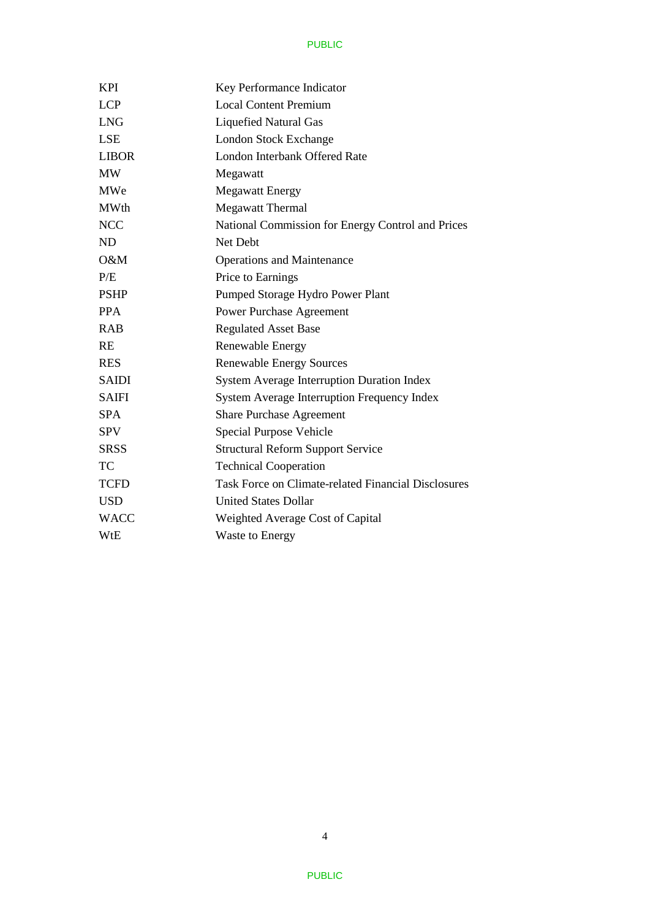| | |
|---|---|
| KPI | Key Performance Indicator |
| LCP | Local Content Premium |
| LNG | Liquefied Natural Gas |
| LSE | London Stock Exchange |
| LIBOR | London Interbank Offered Rate |
| MW | Megawatt |
| MWe | Megawatt Energy |
| MWth | Megawatt Thermal |
| NCC | National Commission for Energy Control and Prices |
| ND | Net Debt |
| O&M | Operations and Maintenance |
| P/E | Price to Earnings |
| PSHP | Pumped Storage Hydro Power Plant |
| PPA | Power Purchase Agreement |
| RAB | Regulated Asset Base |
| RE | Renewable Energy |
| RES | Renewable Energy Sources |
| SAIDI | System Average Interruption Duration Index |
| SAIFI | System Average Interruption Frequency Index |
| SPA | Share Purchase Agreement |
| SPV | Special Purpose Vehicle |
| SRSS | Structural Reform Support Service |
| TC | Technical Cooperation |
| TCFD | Task Force on Climate-related Financial Disclosures |
| USD | United States Dollar |
| WACC | Weighted Average Cost of Capital |
| WtE | Waste to Energy |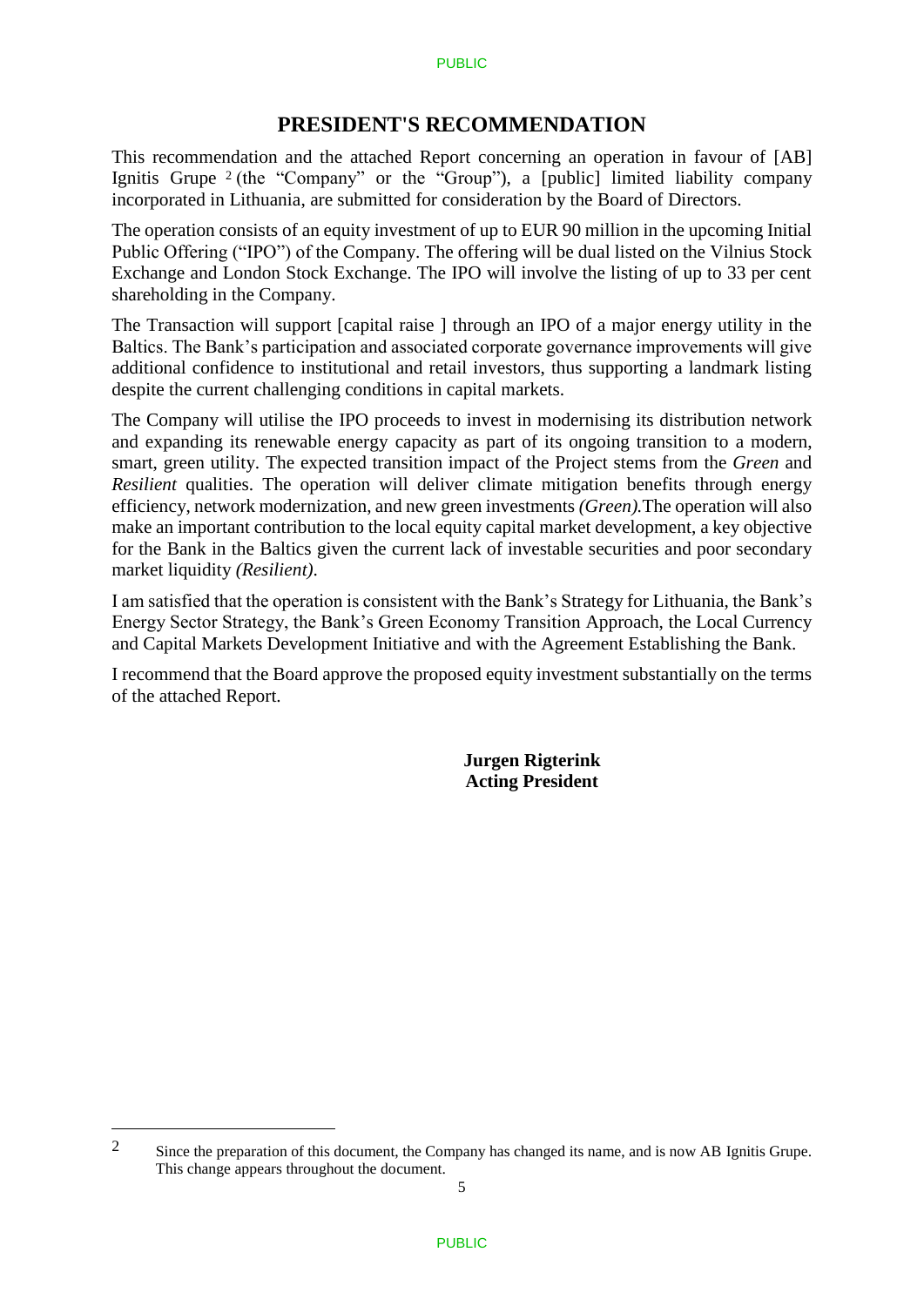# PRESIDENT'S RECOMMENDATION

This recommendation and the attached Report concerning an operation in favour of [AB] Ignitis Grupe [2] (the "Company" or the "Group"), a [public] limited liability company incorporated in Lithuania, are submitted for consideration by the Board of Directors.

The operation consists of an equity investment of up to EUR 90 million in the upcoming Initial Public Offering ("IPO") of the Company. The offering will be dual listed on the Vilnius Stock Exchange and London Stock Exchange. The IPO will involve the listing of up to 33 per cent shareholding in the Company.

The Transaction will support [capital raise ] through an IPO of a major energy utility in the Baltics. The Bank's participation and associated corporate governance improvements will give additional confidence to institutional and retail investors, thus supporting a landmark listing despite the current challenging conditions in capital markets.

The Company will utilise the IPO proceeds to invest in modernising its distribution network and expanding its renewable energy capacity as part of its ongoing transition to a modern, smart, green utility. The expected transition impact of the Project stems from the *Green* and *Resilient* qualities. The operation will deliver climate mitigation benefits through energy efficiency, network modernization, and new green investments *(Green).*The operation will also make an important contribution to the local equity capital market development, a key objective for the Bank in the Baltics given the current lack of investable securities and poor secondary market liquidity *(Resilient)*.

I am satisfied that the operation is consistent with the Bank's Strategy for Lithuania, the Bank's Energy Sector Strategy, the Bank's Green Economy Transition Approach, the Local Currency and Capital Markets Development Initiative and with the Agreement Establishing the Bank.

I recommend that the Board approve the proposed equity investment substantially on the terms of the attached Report.

**Jurgen Rigterink**
**Acting President**

---

[2] Since the preparation of this document, the Company has changed its name, and is now AB Ignitis Grupe. This change appears throughout the document.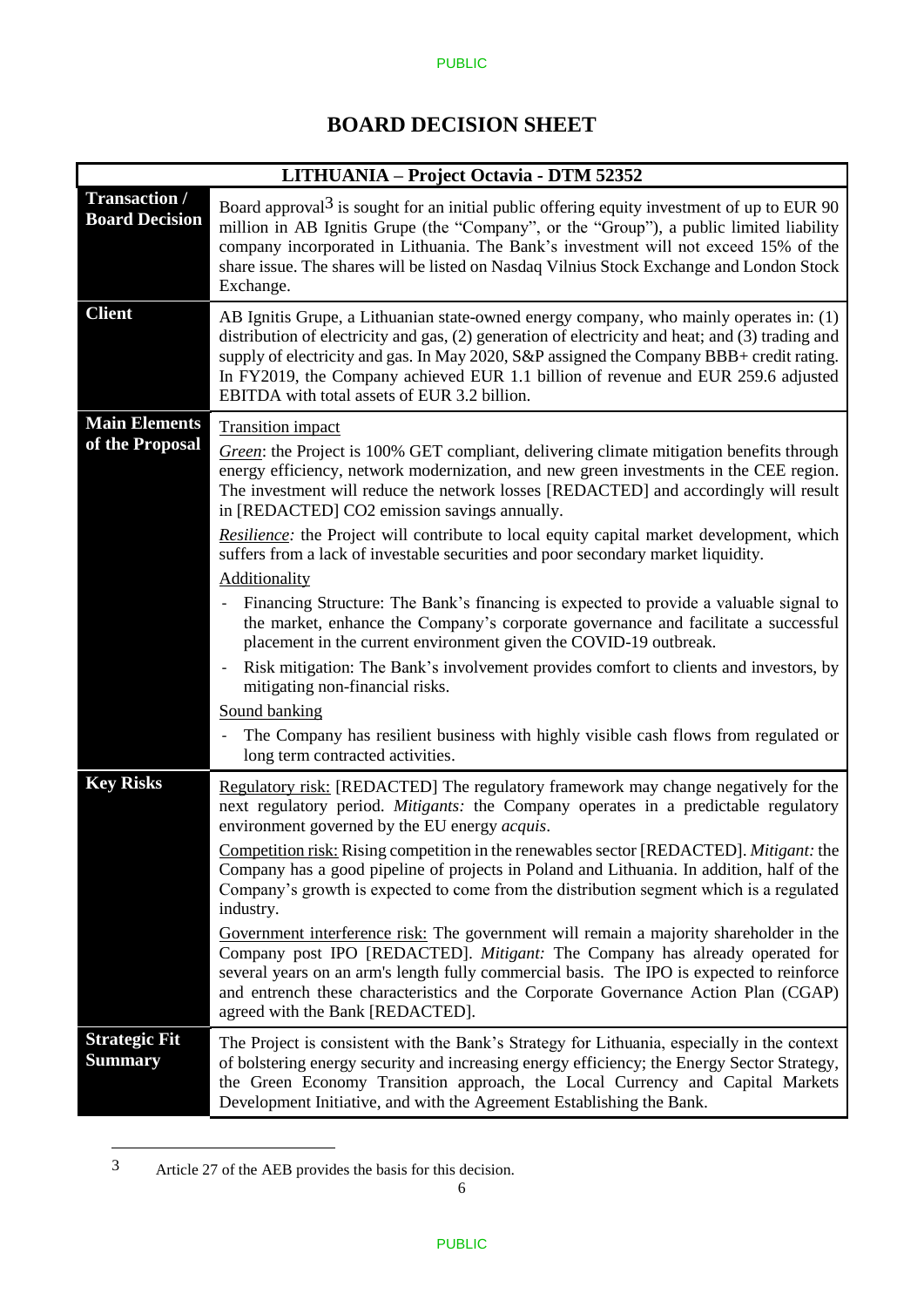# BOARD DECISION SHEET

| LITHUANIA – Project Octavia - DTM 52352 | |
|---|---|
| **Transaction / Board Decision** | Board approval[3] is sought for an initial public offering equity investment of up to EUR 90 million in AB Ignitis Grupe (the "Company", or the "Group"), a public limited liability company incorporated in Lithuania. The Bank's investment will not exceed 15% of the share issue. The shares will be listed on Nasdaq Vilnius Stock Exchange and London Stock Exchange. |
| **Client** | AB Ignitis Grupe, a Lithuanian state-owned energy company, who mainly operates in: (1) distribution of electricity and gas, (2) generation of electricity and heat; and (3) trading and supply of electricity and gas. In May 2020, S&P assigned the Company BBB+ credit rating. In FY2019, the Company achieved EUR 1.1 billion of revenue and EUR 259.6 adjusted EBITDA with total assets of EUR 3.2 billion. |
| **Main Elements of the Proposal** | <u>Transition impact</u><br><br>*<u>Green</u>*: the Project is 100% GET compliant, delivering climate mitigation benefits through energy efficiency, network modernization, and new green investments in the CEE region. The investment will reduce the network losses [REDACTED] and accordingly will result in [REDACTED] $CO_2$ emission savings annually.<br><br>*<u>Resilience</u>*: the Project will contribute to local equity capital market development, which suffers from a lack of investable securities and poor secondary market liquidity.<br><br><u>Additionality</u><br><br>- Financing Structure: The Bank's financing is expected to provide a valuable signal to the market, enhance the Company's corporate governance and facilitate a successful placement in the current environment given the COVID-19 outbreak.<br>- Risk mitigation: The Bank's involvement provides comfort to clients and investors, by mitigating non-financial risks.<br><br><u>Sound banking</u><br><br>- The Company has resilient business with highly visible cash flows from regulated or long term contracted activities. |
| **Key Risks** | <u>Regulatory risk:</u> [REDACTED] The regulatory framework may change negatively for the next regulatory period. *Mitigants:* the Company operates in a predictable regulatory environment governed by the EU energy *acquis*.<br><br><u>Competition risk:</u> Rising competition in the renewables sector [REDACTED]. *Mitigant:* the Company has a good pipeline of projects in Poland and Lithuania. In addition, half of the Company's growth is expected to come from the distribution segment which is a regulated industry.<br><br><u>Government interference risk:</u> The government will remain a majority shareholder in the Company post IPO [REDACTED]. *Mitigant:* The Company has already operated for several years on an arm's length fully commercial basis. The IPO is expected to reinforce and entrench these characteristics and the Corporate Governance Action Plan (CGAP) agreed with the Bank [REDACTED]. |
| **Strategic Fit Summary** | The Project is consistent with the Bank's Strategy for Lithuania, especially in the context of bolstering energy security and increasing energy efficiency; the Energy Sector Strategy, the Green Economy Transition approach, the Local Currency and Capital Markets Development Initiative, and with the Agreement Establishing the Bank. |

[3] Article 27 of the AEB provides the basis for this decision.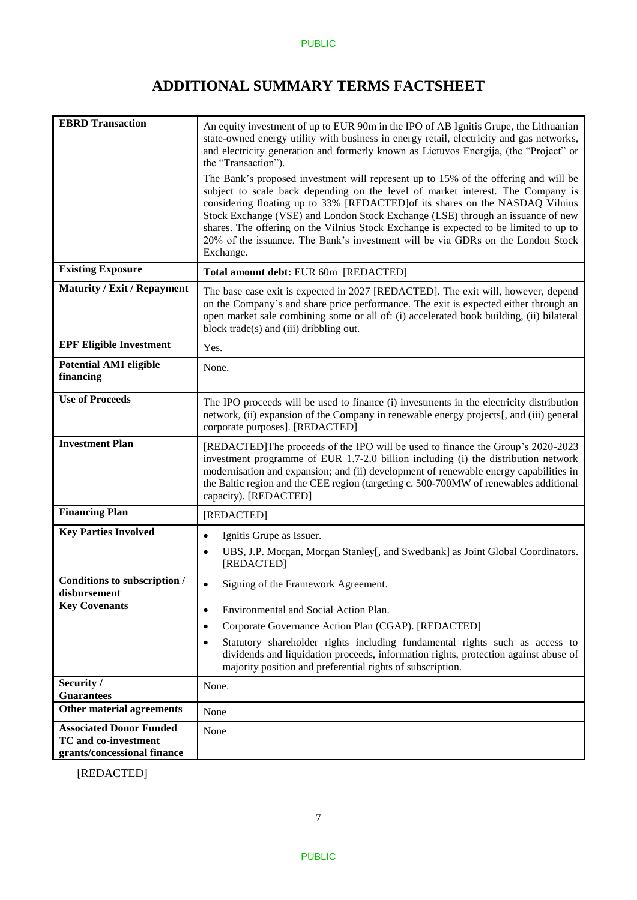# ADDITIONAL SUMMARY TERMS FACTSHEET

| | |
|---|---|
| **EBRD Transaction** | An equity investment of up to EUR 90m in the IPO of AB Ignitis Grupe, the Lithuanian state-owned energy utility with business in energy retail, electricity and gas networks, and electricity generation and formerly known as Lietuvos Energija, (the "Project" or the "Transaction").<br><br>The Bank's proposed investment will represent up to 15% of the offering and will be subject to scale back depending on the level of market interest. The Company is considering floating up to 33% [REDACTED]of its shares on the NASDAQ Vilnius Stock Exchange (VSE) and London Stock Exchange (LSE) through an issuance of new shares. The offering on the Vilnius Stock Exchange is expected to be limited to up to 20% of the issuance. The Bank's investment will be via GDRs on the London Stock Exchange. |
| **Existing Exposure** | **Total amount debt:** EUR 60m [REDACTED] |
| **Maturity / Exit / Repayment** | The base case exit is expected in 2027 [REDACTED]. The exit will, however, depend on the Company's and share price performance. The exit is expected either through an open market sale combining some or all of: (i) accelerated book building, (ii) bilateral block trade(s) and (iii) dribbling out. |
| **EPF Eligible Investment** | Yes. |
| **Potential AMI eligible financing** | None. |
| **Use of Proceeds** | The IPO proceeds will be used to finance (i) investments in the electricity distribution network, (ii) expansion of the Company in renewable energy projects[, and (iii) general corporate purposes]. [REDACTED] |
| **Investment Plan** | [REDACTED]The proceeds of the IPO will be used to finance the Group's 2020-2023 investment programme of EUR 1.7-2.0 billion including (i) the distribution network modernisation and expansion; and (ii) development of renewable energy capabilities in the Baltic region and the CEE region (targeting c. 500-700MW of renewables additional capacity). [REDACTED] |
| **Financing Plan** | [REDACTED] |
| **Key Parties Involved** | • Ignitis Grupe as Issuer.<br>• UBS, J.P. Morgan, Morgan Stanley[, and Swedbank] as Joint Global Coordinators. [REDACTED] |
| **Conditions to subscription / disbursement** | • Signing of the Framework Agreement. |
| **Key Covenants** | • Environmental and Social Action Plan.<br>• Corporate Governance Action Plan (CGAP). [REDACTED]<br>• Statutory shareholder rights including fundamental rights such as access to dividends and liquidation proceeds, information rights, protection against abuse of majority position and preferential rights of subscription. |
| **Security / Guarantees** | None. |
| **Other material agreements** | None |
| **Associated Donor Funded TC and co-investment grants/concessional finance** | None |

[REDACTED]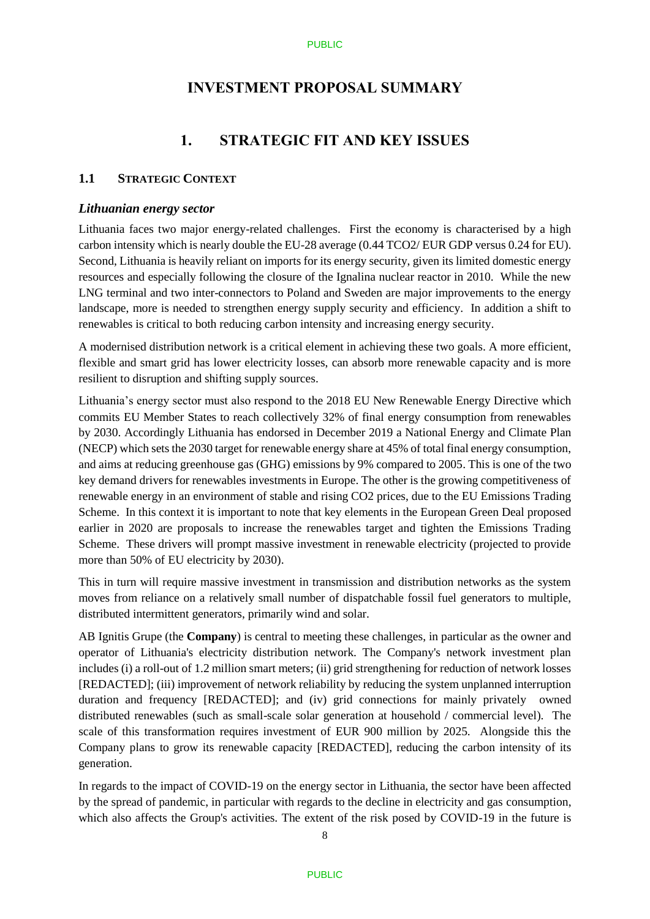# INVESTMENT PROPOSAL SUMMARY

## 1. STRATEGIC FIT AND KEY ISSUES

### 1.1 STRATEGIC CONTEXT

#### *Lithuanian energy sector*

Lithuania faces two major energy-related challenges. First the economy is characterised by a high carbon intensity which is nearly double the EU-28 average (0.44 TCO2/ EUR GDP versus 0.24 for EU). Second, Lithuania is heavily reliant on imports for its energy security, given its limited domestic energy resources and especially following the closure of the Ignalina nuclear reactor in 2010. While the new LNG terminal and two inter-connectors to Poland and Sweden are major improvements to the energy landscape, more is needed to strengthen energy supply security and efficiency. In addition a shift to renewables is critical to both reducing carbon intensity and increasing energy security.

A modernised distribution network is a critical element in achieving these two goals. A more efficient, flexible and smart grid has lower electricity losses, can absorb more renewable capacity and is more resilient to disruption and shifting supply sources.

Lithuania's energy sector must also respond to the 2018 EU New Renewable Energy Directive which commits EU Member States to reach collectively 32% of final energy consumption from renewables by 2030. Accordingly Lithuania has endorsed in December 2019 a National Energy and Climate Plan (NECP) which sets the 2030 target for renewable energy share at 45% of total final energy consumption, and aims at reducing greenhouse gas (GHG) emissions by 9% compared to 2005. This is one of the two key demand drivers for renewables investments in Europe. The other is the growing competitiveness of renewable energy in an environment of stable and rising CO2 prices, due to the EU Emissions Trading Scheme. In this context it is important to note that key elements in the European Green Deal proposed earlier in 2020 are proposals to increase the renewables target and tighten the Emissions Trading Scheme. These drivers will prompt massive investment in renewable electricity (projected to provide more than 50% of EU electricity by 2030).

This in turn will require massive investment in transmission and distribution networks as the system moves from reliance on a relatively small number of dispatchable fossil fuel generators to multiple, distributed intermittent generators, primarily wind and solar.

AB Ignitis Grupe (the **Company**) is central to meeting these challenges, in particular as the owner and operator of Lithuania's electricity distribution network. The Company's network investment plan includes (i) a roll-out of 1.2 million smart meters; (ii) grid strengthening for reduction of network losses [REDACTED]; (iii) improvement of network reliability by reducing the system unplanned interruption duration and frequency [REDACTED]; and (iv) grid connections for mainly privately owned distributed renewables (such as small-scale solar generation at household / commercial level). The scale of this transformation requires investment of EUR 900 million by 2025. Alongside this the Company plans to grow its renewable capacity [REDACTED], reducing the carbon intensity of its generation.

In regards to the impact of COVID-19 on the energy sector in Lithuania, the sector have been affected by the spread of pandemic, in particular with regards to the decline in electricity and gas consumption, which also affects the Group's activities. The extent of the risk posed by COVID-19 in the future is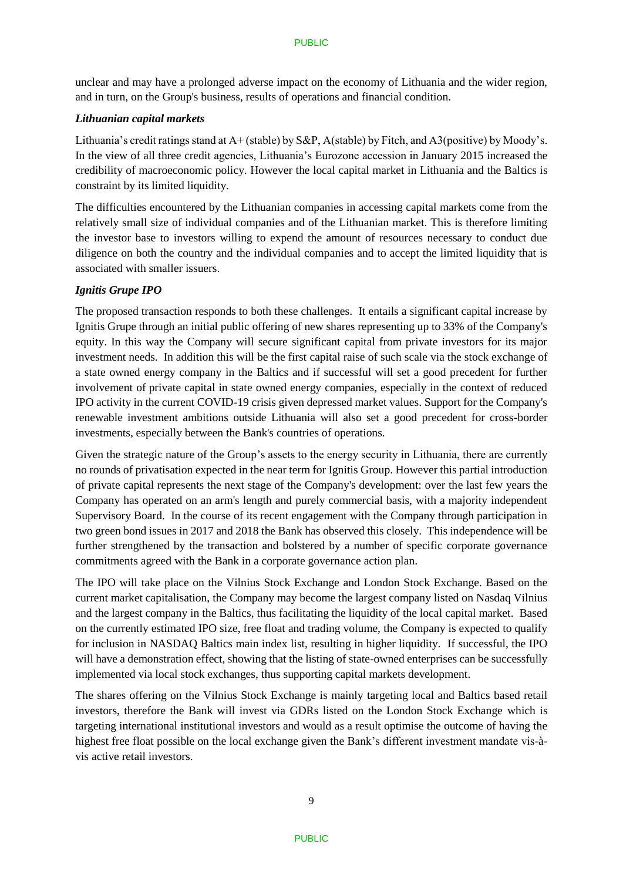unclear and may have a prolonged adverse impact on the economy of Lithuania and the wider region, and in turn, on the Group's business, results of operations and financial condition.

***Lithuanian capital markets***

Lithuania's credit ratings stand at A+ (stable) by S&P, A(stable) by Fitch, and A3(positive) by Moody's. In the view of all three credit agencies, Lithuania's Eurozone accession in January 2015 increased the credibility of macroeconomic policy. However the local capital market in Lithuania and the Baltics is constraint by its limited liquidity.

The difficulties encountered by the Lithuanian companies in accessing capital markets come from the relatively small size of individual companies and of the Lithuanian market. This is therefore limiting the investor base to investors willing to expend the amount of resources necessary to conduct due diligence on both the country and the individual companies and to accept the limited liquidity that is associated with smaller issuers.

***Ignitis Grupe IPO***

The proposed transaction responds to both these challenges. It entails a significant capital increase by Ignitis Grupe through an initial public offering of new shares representing up to 33% of the Company's equity. In this way the Company will secure significant capital from private investors for its major investment needs. In addition this will be the first capital raise of such scale via the stock exchange of a state owned energy company in the Baltics and if successful will set a good precedent for further involvement of private capital in state owned energy companies, especially in the context of reduced IPO activity in the current COVID-19 crisis given depressed market values. Support for the Company's renewable investment ambitions outside Lithuania will also set a good precedent for cross-border investments, especially between the Bank's countries of operations.

Given the strategic nature of the Group's assets to the energy security in Lithuania, there are currently no rounds of privatisation expected in the near term for Ignitis Group. However this partial introduction of private capital represents the next stage of the Company's development: over the last few years the Company has operated on an arm's length and purely commercial basis, with a majority independent Supervisory Board. In the course of its recent engagement with the Company through participation in two green bond issues in 2017 and 2018 the Bank has observed this closely. This independence will be further strengthened by the transaction and bolstered by a number of specific corporate governance commitments agreed with the Bank in a corporate governance action plan.

The IPO will take place on the Vilnius Stock Exchange and London Stock Exchange. Based on the current market capitalisation, the Company may become the largest company listed on Nasdaq Vilnius and the largest company in the Baltics, thus facilitating the liquidity of the local capital market. Based on the currently estimated IPO size, free float and trading volume, the Company is expected to qualify for inclusion in NASDAQ Baltics main index list, resulting in higher liquidity. If successful, the IPO will have a demonstration effect, showing that the listing of state-owned enterprises can be successfully implemented via local stock exchanges, thus supporting capital markets development.

The shares offering on the Vilnius Stock Exchange is mainly targeting local and Baltics based retail investors, therefore the Bank will invest via GDRs listed on the London Stock Exchange which is targeting international institutional investors and would as a result optimise the outcome of having the highest free float possible on the local exchange given the Bank's different investment mandate vis-à-vis active retail investors.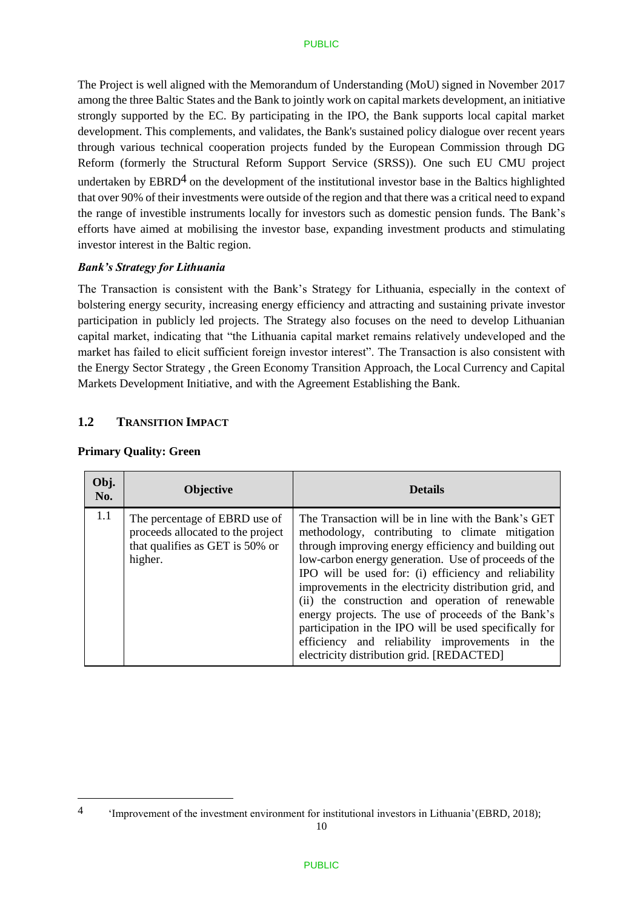The Project is well aligned with the Memorandum of Understanding (MoU) signed in November 2017 among the three Baltic States and the Bank to jointly work on capital markets development, an initiative strongly supported by the EC. By participating in the IPO, the Bank supports local capital market development. This complements, and validates, the Bank's sustained policy dialogue over recent years through various technical cooperation projects funded by the European Commission through DG Reform (formerly the Structural Reform Support Service (SRSS)). One such EU CMU project undertaken by EBRD[4] on the development of the institutional investor base in the Baltics highlighted that over 90% of their investments were outside of the region and that there was a critical need to expand the range of investible instruments locally for investors such as domestic pension funds. The Bank's efforts have aimed at mobilising the investor base, expanding investment products and stimulating investor interest in the Baltic region.

***Bank's Strategy for Lithuania***

The Transaction is consistent with the Bank's Strategy for Lithuania, especially in the context of bolstering energy security, increasing energy efficiency and attracting and sustaining private investor participation in publicly led projects. The Strategy also focuses on the need to develop Lithuanian capital market, indicating that "the Lithuania capital market remains relatively undeveloped and the market has failed to elicit sufficient foreign investor interest". The Transaction is also consistent with the Energy Sector Strategy , the Green Economy Transition Approach, the Local Currency and Capital Markets Development Initiative, and with the Agreement Establishing the Bank.

## 1.2 TRANSITION IMPACT

**Primary Quality: Green**

| Obj. No. | Objective | Details |
|---|---|---|
| 1.1 | The percentage of EBRD use of proceeds allocated to the project that qualifies as GET is 50% or higher. | The Transaction will be in line with the Bank's GET methodology, contributing to climate mitigation through improving energy efficiency and building out low-carbon energy generation. Use of proceeds of the IPO will be used for: (i) efficiency and reliability improvements in the electricity distribution grid, and (ii) the construction and operation of renewable energy projects. The use of proceeds of the Bank's participation in the IPO will be used specifically for efficiency and reliability improvements in the electricity distribution grid. [REDACTED] |

[4] 'Improvement of the investment environment for institutional investors in Lithuania'(EBRD, 2018);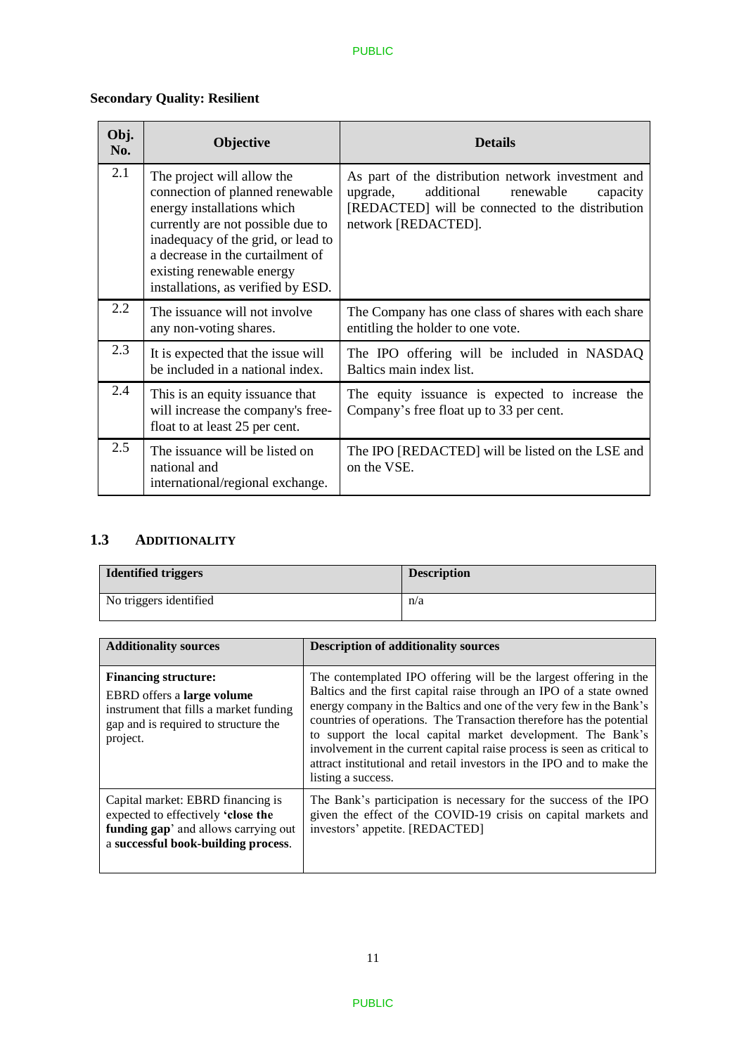**Secondary Quality: Resilient**

| Obj. No. | Objective | Details |
|---|---|---|
| 2.1 | The project will allow the connection of planned renewable energy installations which currently are not possible due to inadequacy of the grid, or lead to a decrease in the curtailment of existing renewable energy installations, as verified by ESD. | As part of the distribution network investment and upgrade, additional renewable capacity [REDACTED] will be connected to the distribution network [REDACTED]. |
| 2.2 | The issuance will not involve any non-voting shares. | The Company has one class of shares with each share entitling the holder to one vote. |
| 2.3 | It is expected that the issue will be included in a national index. | The IPO offering will be included in NASDAQ Baltics main index list. |
| 2.4 | This is an equity issuance that will increase the company's free-float to at least 25 per cent. | The equity issuance is expected to increase the Company's free float up to 33 per cent. |
| 2.5 | The issuance will be listed on national and international/regional exchange. | The IPO [REDACTED] will be listed on the LSE and on the VSE. |

## 1.3 ADDITIONALITY

| Identified triggers | Description |
|---|---|
| No triggers identified | n/a |

| Additionality sources | Description of additionality sources |
|---|---|
| **Financing structure:** EBRD offers a **large volume** instrument that fills a market funding gap and is required to structure the project. | The contemplated IPO offering will be the largest offering in the Baltics and the first capital raise through an IPO of a state owned energy company in the Baltics and one of the very few in the Bank's countries of operations. The Transaction therefore has the potential to support the local capital market development. The Bank's involvement in the current capital raise process is seen as critical to attract institutional and retail investors in the IPO and to make the listing a success. |
| Capital market: EBRD financing is expected to effectively **'close the funding gap**' and allows carrying out a **successful book-building process**. | The Bank's participation is necessary for the success of the IPO given the effect of the COVID-19 crisis on capital markets and investors' appetite. [REDACTED] |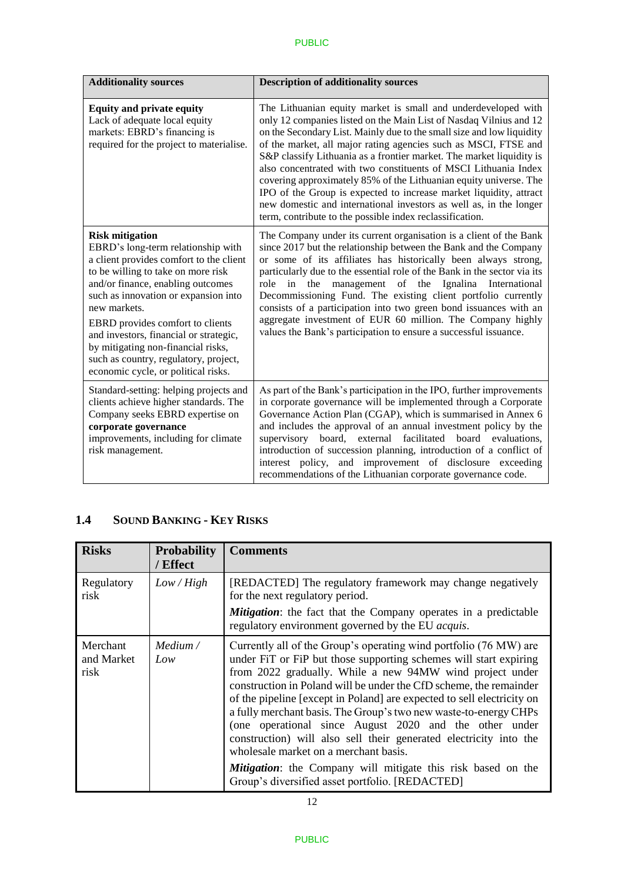| **Additionality sources** | **Description of additionality sources** |
|---|---|
| **Equity and private equity**<br>Lack of adequate local equity markets: EBRD's financing is required for the project to materialise. | The Lithuanian equity market is small and underdeveloped with only 12 companies listed on the Main List of Nasdaq Vilnius and 12 on the Secondary List. Mainly due to the small size and low liquidity of the market, all major rating agencies such as MSCI, FTSE and S&P classify Lithuania as a frontier market. The market liquidity is also concentrated with two constituents of MSCI Lithuania Index covering approximately 85% of the Lithuanian equity universe. The IPO of the Group is expected to increase market liquidity, attract new domestic and international investors as well as, in the longer term, contribute to the possible index reclassification. |
| **Risk mitigation**<br>EBRD's long-term relationship with a client provides comfort to the client to be willing to take on more risk and/or finance, enabling outcomes such as innovation or expansion into new markets.<br>EBRD provides comfort to clients and investors, financial or strategic, by mitigating non-financial risks, such as country, regulatory, project, economic cycle, or political risks. | The Company under its current organisation is a client of the Bank since 2017 but the relationship between the Bank and the Company or some of its affiliates has historically been always strong, particularly due to the essential role of the Bank in the sector via its role in the management of the Ignalina International Decommissioning Fund. The existing client portfolio currently consists of a participation into two green bond issuances with an aggregate investment of EUR 60 million. The Company highly values the Bank's participation to ensure a successful issuance. |
| Standard-setting: helping projects and clients achieve higher standards. The Company seeks EBRD expertise on **corporate governance** improvements, including for climate risk management. | As part of the Bank's participation in the IPO, further improvements in corporate governance will be implemented through a Corporate Governance Action Plan (CGAP), which is summarised in Annex 6 and includes the approval of an annual investment policy by the supervisory board, external facilitated board evaluations, introduction of succession planning, introduction of a conflict of interest policy, and improvement of disclosure exceeding recommendations of the Lithuanian corporate governance code. |

## 1.4 SOUND BANKING - KEY RISKS

| **Risks** | **Probability / Effect** | **Comments** |
|---|---|---|
| Regulatory risk | *Low / High* | [REDACTED] The regulatory framework may change negatively for the next regulatory period.<br>***Mitigation***: the fact that the Company operates in a predictable regulatory environment governed by the EU *acquis*. |
| Merchant and Market risk | *Medium / Low* | Currently all of the Group's operating wind portfolio (76 MW) are under FiT or FiP but those supporting schemes will start expiring from 2022 gradually. While a new 94MW wind project under construction in Poland will be under the CfD scheme, the remainder of the pipeline [except in Poland] are expected to sell electricity on a fully merchant basis. The Group's two new waste-to-energy CHPs (one operational since August 2020 and the other under construction) will also sell their generated electricity into the wholesale market on a merchant basis.<br>***Mitigation***: the Company will mitigate this risk based on the Group's diversified asset portfolio. [REDACTED] |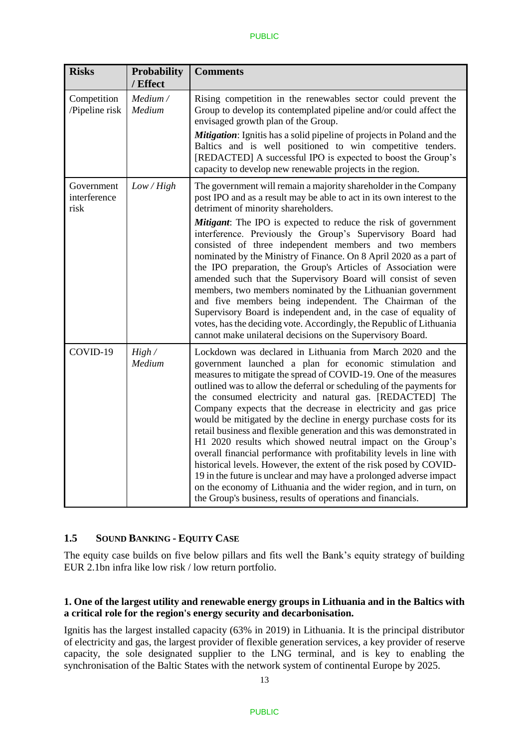| Risks | Probability / Effect | Comments |
|---|---|---|
| Competition /Pipeline risk | *Medium / Medium* | Rising competition in the renewables sector could prevent the Group to develop its contemplated pipeline and/or could affect the envisaged growth plan of the Group.<br><br>***Mitigation***: Ignitis has a solid pipeline of projects in Poland and the Baltics and is well positioned to win competitive tenders. [REDACTED] A successful IPO is expected to boost the Group's capacity to develop new renewable projects in the region. |
| Government interference risk | *Low / High* | The government will remain a majority shareholder in the Company post IPO and as a result may be able to act in its own interest to the detriment of minority shareholders.<br><br>***Mitigant***: The IPO is expected to reduce the risk of government interference. Previously the Group's Supervisory Board had consisted of three independent members and two members nominated by the Ministry of Finance. On 8 April 2020 as a part of the IPO preparation, the Group's Articles of Association were amended such that the Supervisory Board will consist of seven members, two members nominated by the Lithuanian government and five members being independent. The Chairman of the Supervisory Board is independent and, in the case of equality of votes, has the deciding vote. Accordingly, the Republic of Lithuania cannot make unilateral decisions on the Supervisory Board. |
| COVID-19 | *High / Medium* | Lockdown was declared in Lithuania from March 2020 and the government launched a plan for economic stimulation and measures to mitigate the spread of COVID-19. One of the measures outlined was to allow the deferral or scheduling of the payments for the consumed electricity and natural gas. [REDACTED] The Company expects that the decrease in electricity and gas price would be mitigated by the decline in energy purchase costs for its retail business and flexible generation and this was demonstrated in H1 2020 results which showed neutral impact on the Group's overall financial performance with profitability levels in line with historical levels. However, the extent of the risk posed by COVID-19 in the future is unclear and may have a prolonged adverse impact on the economy of Lithuania and the wider region, and in turn, on the Group's business, results of operations and financials. |

## 1.5 SOUND BANKING - EQUITY CASE

The equity case builds on five below pillars and fits well the Bank's equity strategy of building EUR 2.1bn infra like low risk / low return portfolio.

**1. One of the largest utility and renewable energy groups in Lithuania and in the Baltics with a critical role for the region's energy security and decarbonisation.**

Ignitis has the largest installed capacity (63% in 2019) in Lithuania. It is the principal distributor of electricity and gas, the largest provider of flexible generation services, a key provider of reserve capacity, the sole designated supplier to the LNG terminal, and is key to enabling the synchronisation of the Baltic States with the network system of continental Europe by 2025.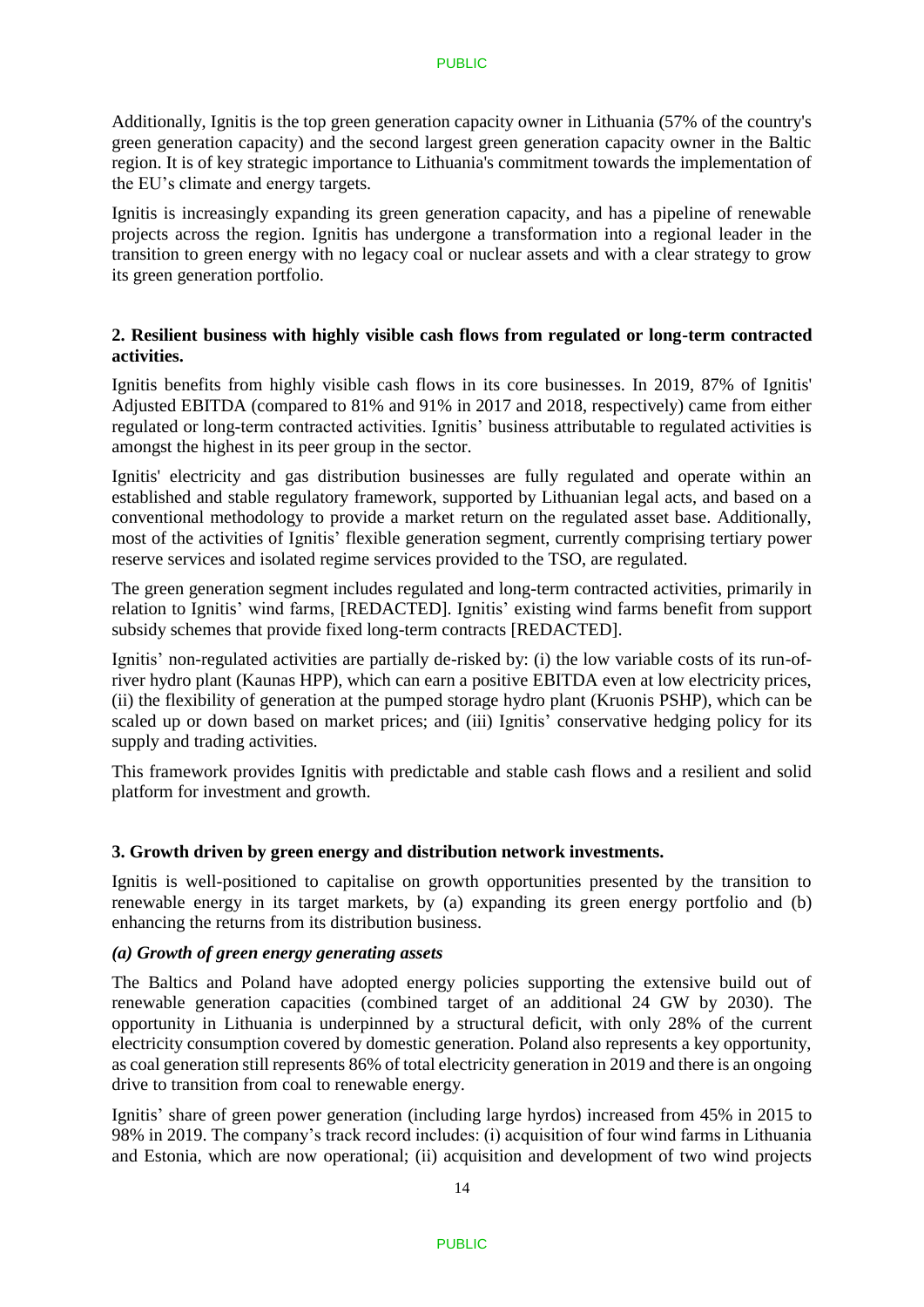Additionally, Ignitis is the top green generation capacity owner in Lithuania (57% of the country's green generation capacity) and the second largest green generation capacity owner in the Baltic region. It is of key strategic importance to Lithuania's commitment towards the implementation of the EU's climate and energy targets.

Ignitis is increasingly expanding its green generation capacity, and has a pipeline of renewable projects across the region. Ignitis has undergone a transformation into a regional leader in the transition to green energy with no legacy coal or nuclear assets and with a clear strategy to grow its green generation portfolio.

**2. Resilient business with highly visible cash flows from regulated or long-term contracted activities.**

Ignitis benefits from highly visible cash flows in its core businesses. In 2019, 87% of Ignitis' Adjusted EBITDA (compared to 81% and 91% in 2017 and 2018, respectively) came from either regulated or long-term contracted activities. Ignitis' business attributable to regulated activities is amongst the highest in its peer group in the sector.

Ignitis' electricity and gas distribution businesses are fully regulated and operate within an established and stable regulatory framework, supported by Lithuanian legal acts, and based on a conventional methodology to provide a market return on the regulated asset base. Additionally, most of the activities of Ignitis' flexible generation segment, currently comprising tertiary power reserve services and isolated regime services provided to the TSO, are regulated.

The green generation segment includes regulated and long-term contracted activities, primarily in relation to Ignitis' wind farms, [REDACTED]. Ignitis' existing wind farms benefit from support subsidy schemes that provide fixed long-term contracts [REDACTED].

Ignitis' non-regulated activities are partially de-risked by: (i) the low variable costs of its run-of-river hydro plant (Kaunas HPP), which can earn a positive EBITDA even at low electricity prices, (ii) the flexibility of generation at the pumped storage hydro plant (Kruonis PSHP), which can be scaled up or down based on market prices; and (iii) Ignitis' conservative hedging policy for its supply and trading activities.

This framework provides Ignitis with predictable and stable cash flows and a resilient and solid platform for investment and growth.

**3. Growth driven by green energy and distribution network investments.**

Ignitis is well-positioned to capitalise on growth opportunities presented by the transition to renewable energy in its target markets, by (a) expanding its green energy portfolio and (b) enhancing the returns from its distribution business.

***(a) Growth of green energy generating assets***

The Baltics and Poland have adopted energy policies supporting the extensive build out of renewable generation capacities (combined target of an additional 24 GW by 2030). The opportunity in Lithuania is underpinned by a structural deficit, with only 28% of the current electricity consumption covered by domestic generation. Poland also represents a key opportunity, as coal generation still represents 86% of total electricity generation in 2019 and there is an ongoing drive to transition from coal to renewable energy.

Ignitis' share of green power generation (including large hyrdos) increased from 45% in 2015 to 98% in 2019. The company's track record includes: (i) acquisition of four wind farms in Lithuania and Estonia, which are now operational; (ii) acquisition and development of two wind projects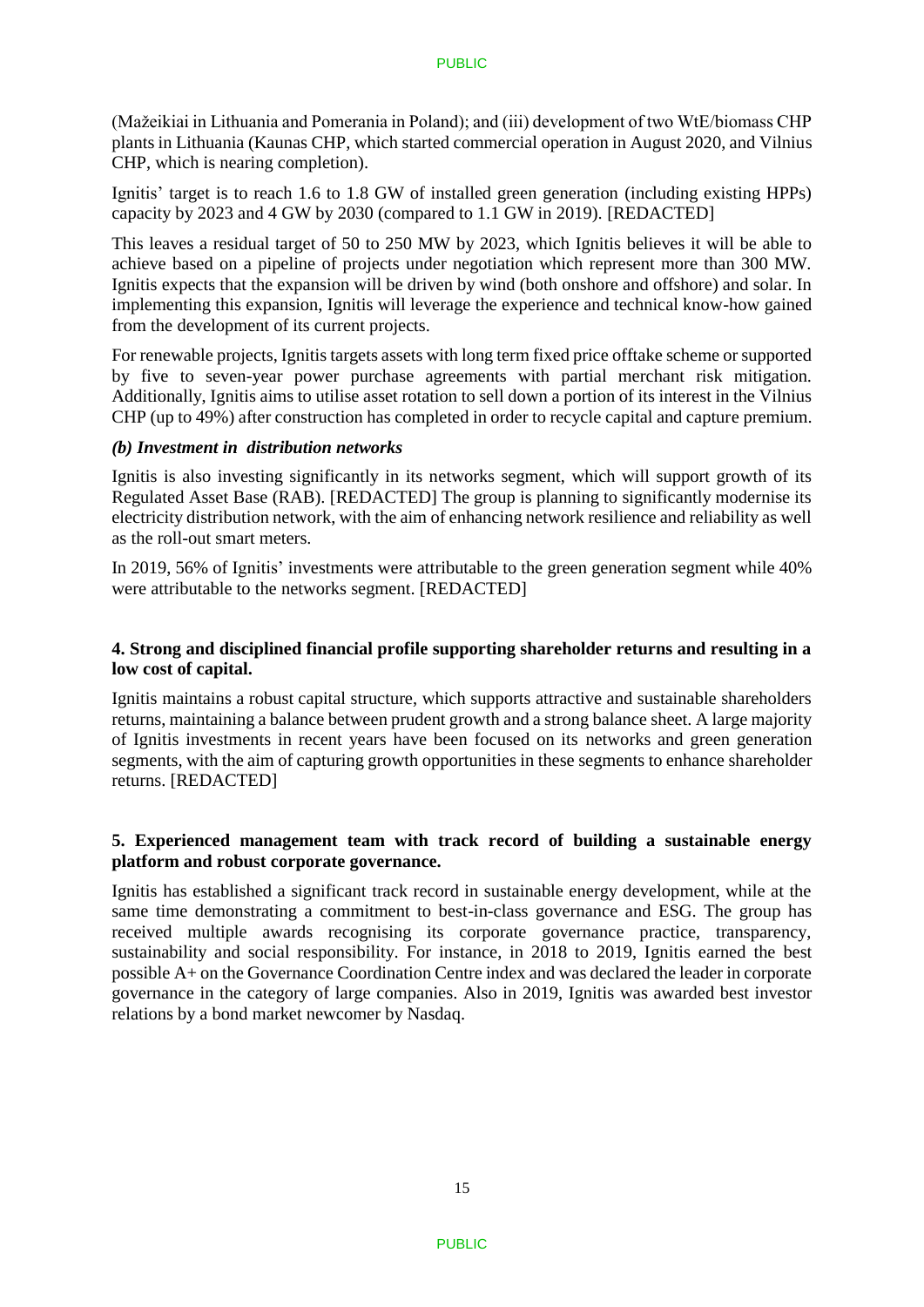(Mažeikiai in Lithuania and Pomerania in Poland); and (iii) development of two WtE/biomass CHP plants in Lithuania (Kaunas CHP, which started commercial operation in August 2020, and Vilnius CHP, which is nearing completion).

Ignitis' target is to reach 1.6 to 1.8 GW of installed green generation (including existing HPPs) capacity by 2023 and 4 GW by 2030 (compared to 1.1 GW in 2019). [REDACTED]

This leaves a residual target of 50 to 250 MW by 2023, which Ignitis believes it will be able to achieve based on a pipeline of projects under negotiation which represent more than 300 MW. Ignitis expects that the expansion will be driven by wind (both onshore and offshore) and solar. In implementing this expansion, Ignitis will leverage the experience and technical know-how gained from the development of its current projects.

For renewable projects, Ignitis targets assets with long term fixed price offtake scheme or supported by five to seven-year power purchase agreements with partial merchant risk mitigation. Additionally, Ignitis aims to utilise asset rotation to sell down a portion of its interest in the Vilnius CHP (up to 49%) after construction has completed in order to recycle capital and capture premium.

***(b) Investment in distribution networks***

Ignitis is also investing significantly in its networks segment, which will support growth of its Regulated Asset Base (RAB). [REDACTED] The group is planning to significantly modernise its electricity distribution network, with the aim of enhancing network resilience and reliability as well as the roll-out smart meters.

In 2019, 56% of Ignitis' investments were attributable to the green generation segment while 40% were attributable to the networks segment. [REDACTED]

**4. Strong and disciplined financial profile supporting shareholder returns and resulting in a low cost of capital.**

Ignitis maintains a robust capital structure, which supports attractive and sustainable shareholders returns, maintaining a balance between prudent growth and a strong balance sheet. A large majority of Ignitis investments in recent years have been focused on its networks and green generation segments, with the aim of capturing growth opportunities in these segments to enhance shareholder returns. [REDACTED]

**5. Experienced management team with track record of building a sustainable energy platform and robust corporate governance.**

Ignitis has established a significant track record in sustainable energy development, while at the same time demonstrating a commitment to best-in-class governance and ESG. The group has received multiple awards recognising its corporate governance practice, transparency, sustainability and social responsibility. For instance, in 2018 to 2019, Ignitis earned the best possible A+ on the Governance Coordination Centre index and was declared the leader in corporate governance in the category of large companies. Also in 2019, Ignitis was awarded best investor relations by a bond market newcomer by Nasdaq.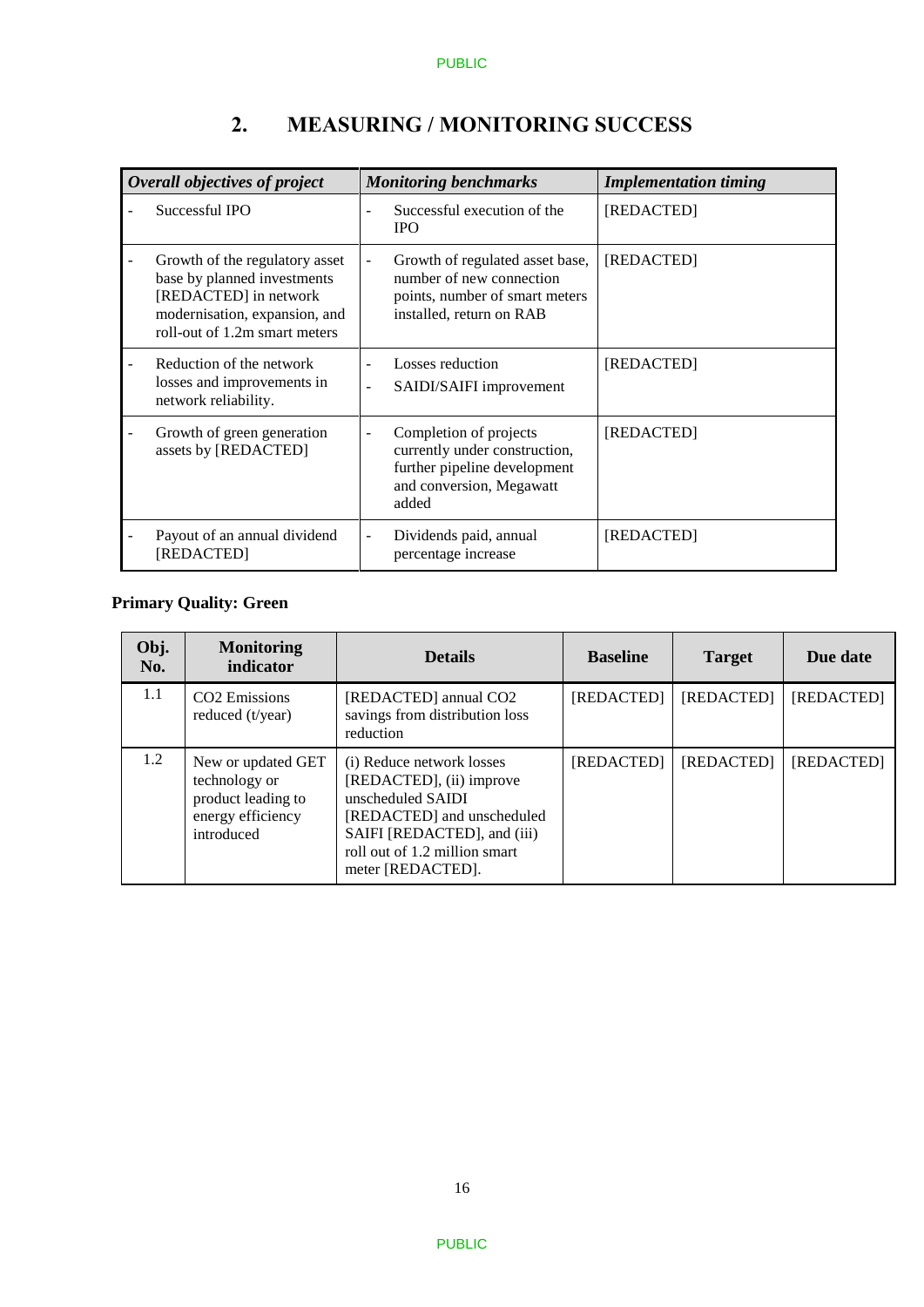## 2. MEASURING / MONITORING SUCCESS

| *Overall objectives of project* | *Monitoring benchmarks* | *Implementation timing* |
|---|---|---|
| - Successful IPO | - Successful execution of the IPO | [REDACTED] |
| - Growth of the regulatory asset base by planned investments [REDACTED] in network modernisation, expansion, and roll-out of 1.2m smart meters | - Growth of regulated asset base, number of new connection points, number of smart meters installed, return on RAB | [REDACTED] |
| - Reduction of the network losses and improvements in network reliability. | - Losses reduction<br>- SAIDI/SAIFI improvement | [REDACTED] |
| - Growth of green generation assets by [REDACTED] | - Completion of projects currently under construction, further pipeline development and conversion, Megawatt added | [REDACTED] |
| - Payout of an annual dividend [REDACTED] | - Dividends paid, annual percentage increase | [REDACTED] |

**Primary Quality: Green**

| Obj. No. | Monitoring indicator | Details | Baseline | Target | Due date |
|---|---|---|---|---|---|
| 1.1 | $CO_2$ Emissions reduced (t/year) | [REDACTED] annual $CO_2$ savings from distribution loss reduction | [REDACTED] | [REDACTED] | [REDACTED] |
| 1.2 | New or updated GET technology or product leading to energy efficiency introduced | (i) Reduce network losses [REDACTED], (ii) improve unscheduled SAIDI [REDACTED] and unscheduled SAIFI [REDACTED], and (iii) roll out of 1.2 million smart meter [REDACTED]. | [REDACTED] | [REDACTED] | [REDACTED] |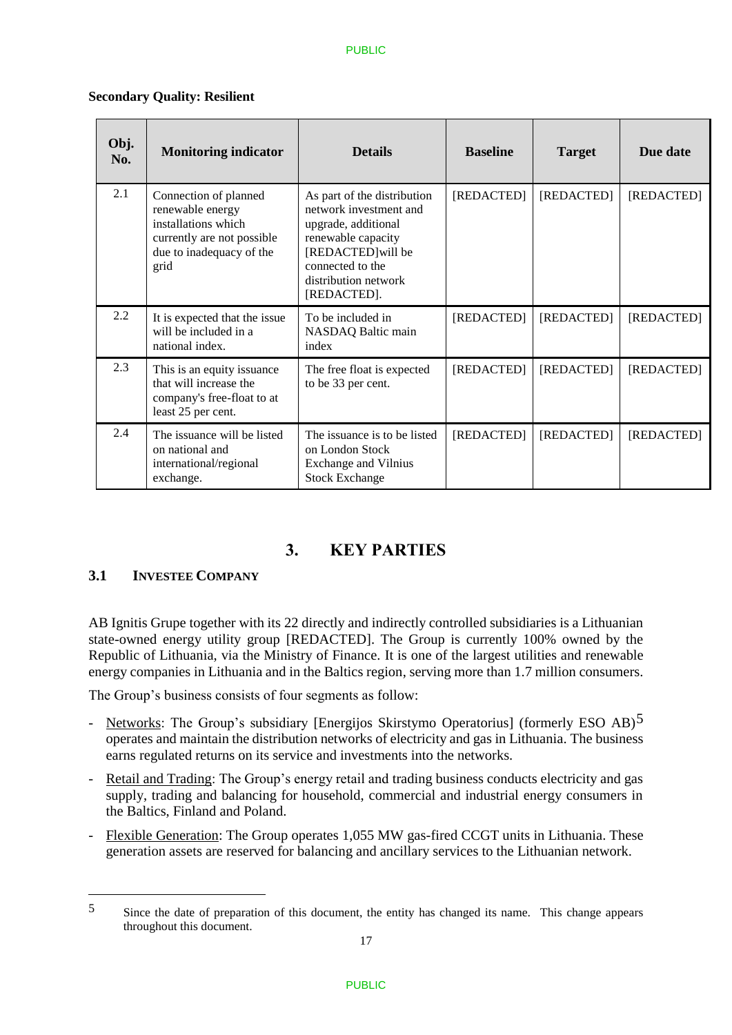**Secondary Quality: Resilient**

| Obj. No. | Monitoring indicator | Details | Baseline | Target | Due date |
|---|---|---|---|---|---|
| 2.1 | Connection of planned renewable energy installations which currently are not possible due to inadequacy of the grid | As part of the distribution network investment and upgrade, additional renewable capacity [REDACTED]will be connected to the distribution network [REDACTED]. | [REDACTED] | [REDACTED] | [REDACTED] |
| 2.2 | It is expected that the issue will be included in a national index. | To be included in NASDAQ Baltic main index | [REDACTED] | [REDACTED] | [REDACTED] |
| 2.3 | This is an equity issuance that will increase the company's free-float to at least 25 per cent. | The free float is expected to be 33 per cent. | [REDACTED] | [REDACTED] | [REDACTED] |
| 2.4 | The issuance will be listed on national and international/regional exchange. | The issuance is to be listed on London Stock Exchange and Vilnius Stock Exchange | [REDACTED] | [REDACTED] | [REDACTED] |

# 3. KEY PARTIES

## 3.1 INVESTEE COMPANY

AB Ignitis Grupe together with its 22 directly and indirectly controlled subsidiaries is a Lithuanian state-owned energy utility group [REDACTED]. The Group is currently 100% owned by the Republic of Lithuania, via the Ministry of Finance. It is one of the largest utilities and renewable energy companies in Lithuania and in the Baltics region, serving more than 1.7 million consumers.

The Group's business consists of four segments as follow:

- Networks: The Group's subsidiary [Energijos Skirstymo Operatorius] (formerly ESO AB)[5] operates and maintain the distribution networks of electricity and gas in Lithuania. The business earns regulated returns on its service and investments into the networks.
- Retail and Trading: The Group's energy retail and trading business conducts electricity and gas supply, trading and balancing for household, commercial and industrial energy consumers in the Baltics, Finland and Poland.
- Flexible Generation: The Group operates 1,055 MW gas-fired CCGT units in Lithuania. These generation assets are reserved for balancing and ancillary services to the Lithuanian network.

[5] Since the date of preparation of this document, the entity has changed its name. This change appears throughout this document.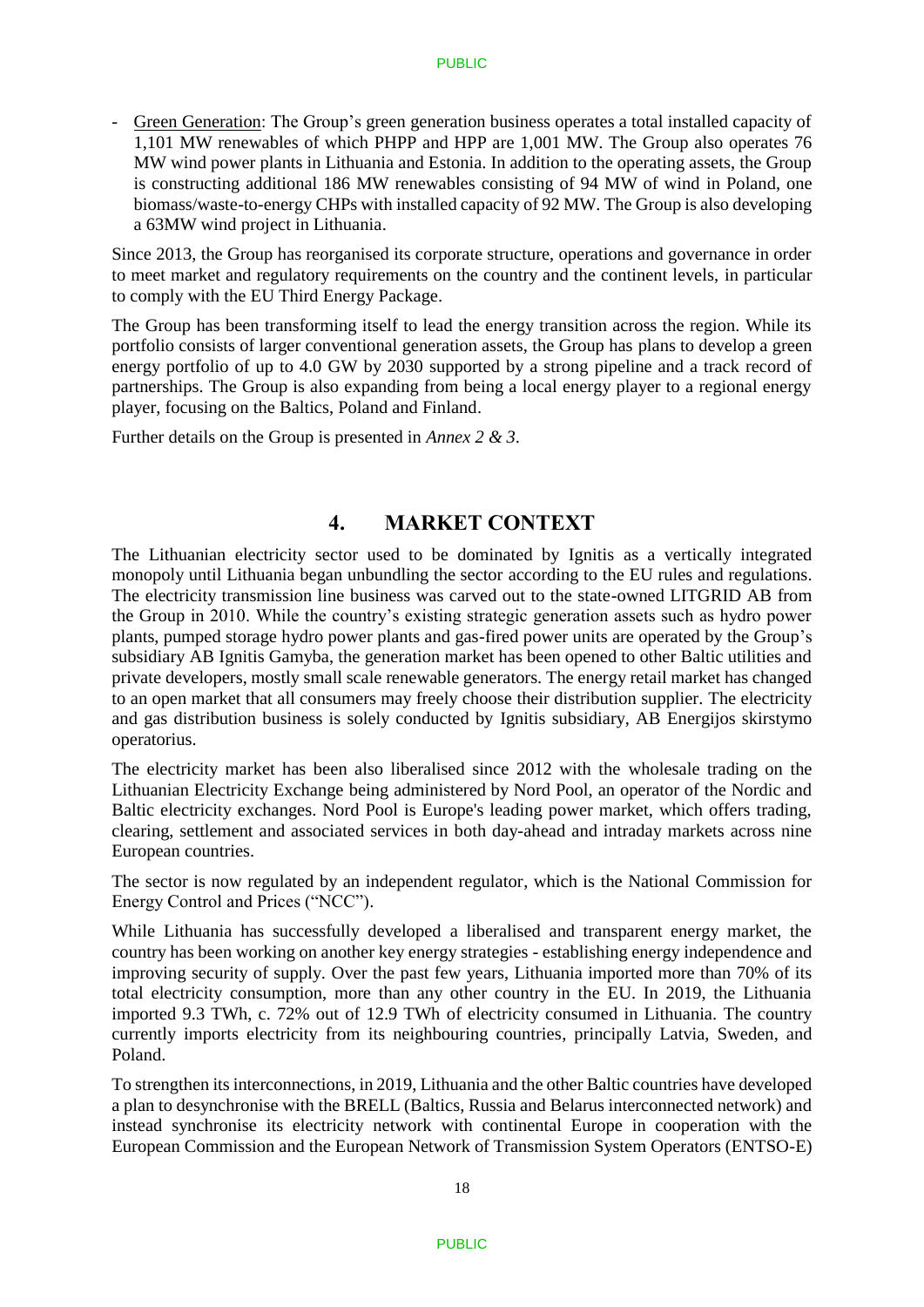- Green Generation: The Group's green generation business operates a total installed capacity of 1,101 MW renewables of which PHPP and HPP are 1,001 MW. The Group also operates 76 MW wind power plants in Lithuania and Estonia. In addition to the operating assets, the Group is constructing additional 186 MW renewables consisting of 94 MW of wind in Poland, one biomass/waste-to-energy CHPs with installed capacity of 92 MW. The Group is also developing a 63MW wind project in Lithuania.

Since 2013, the Group has reorganised its corporate structure, operations and governance in order to meet market and regulatory requirements on the country and the continent levels, in particular to comply with the EU Third Energy Package.

The Group has been transforming itself to lead the energy transition across the region. While its portfolio consists of larger conventional generation assets, the Group has plans to develop a green energy portfolio of up to 4.0 GW by 2030 supported by a strong pipeline and a track record of partnerships. The Group is also expanding from being a local energy player to a regional energy player, focusing on the Baltics, Poland and Finland.

Further details on the Group is presented in *Annex 2 & 3*.

## 4. MARKET CONTEXT

The Lithuanian electricity sector used to be dominated by Ignitis as a vertically integrated monopoly until Lithuania began unbundling the sector according to the EU rules and regulations. The electricity transmission line business was carved out to the state-owned LITGRID AB from the Group in 2010. While the country's existing strategic generation assets such as hydro power plants, pumped storage hydro power plants and gas-fired power units are operated by the Group's subsidiary AB Ignitis Gamyba, the generation market has been opened to other Baltic utilities and private developers, mostly small scale renewable generators. The energy retail market has changed to an open market that all consumers may freely choose their distribution supplier. The electricity and gas distribution business is solely conducted by Ignitis subsidiary, AB Energijos skirstymo operatorius.

The electricity market has been also liberalised since 2012 with the wholesale trading on the Lithuanian Electricity Exchange being administered by Nord Pool, an operator of the Nordic and Baltic electricity exchanges. Nord Pool is Europe's leading power market, which offers trading, clearing, settlement and associated services in both day-ahead and intraday markets across nine European countries.

The sector is now regulated by an independent regulator, which is the National Commission for Energy Control and Prices ("NCC").

While Lithuania has successfully developed a liberalised and transparent energy market, the country has been working on another key energy strategies - establishing energy independence and improving security of supply. Over the past few years, Lithuania imported more than 70% of its total electricity consumption, more than any other country in the EU. In 2019, the Lithuania imported 9.3 TWh, c. 72% out of 12.9 TWh of electricity consumed in Lithuania. The country currently imports electricity from its neighbouring countries, principally Latvia, Sweden, and Poland.

To strengthen its interconnections, in 2019, Lithuania and the other Baltic countries have developed a plan to desynchronise with the BRELL (Baltics, Russia and Belarus interconnected network) and instead synchronise its electricity network with continental Europe in cooperation with the European Commission and the European Network of Transmission System Operators (ENTSO-E)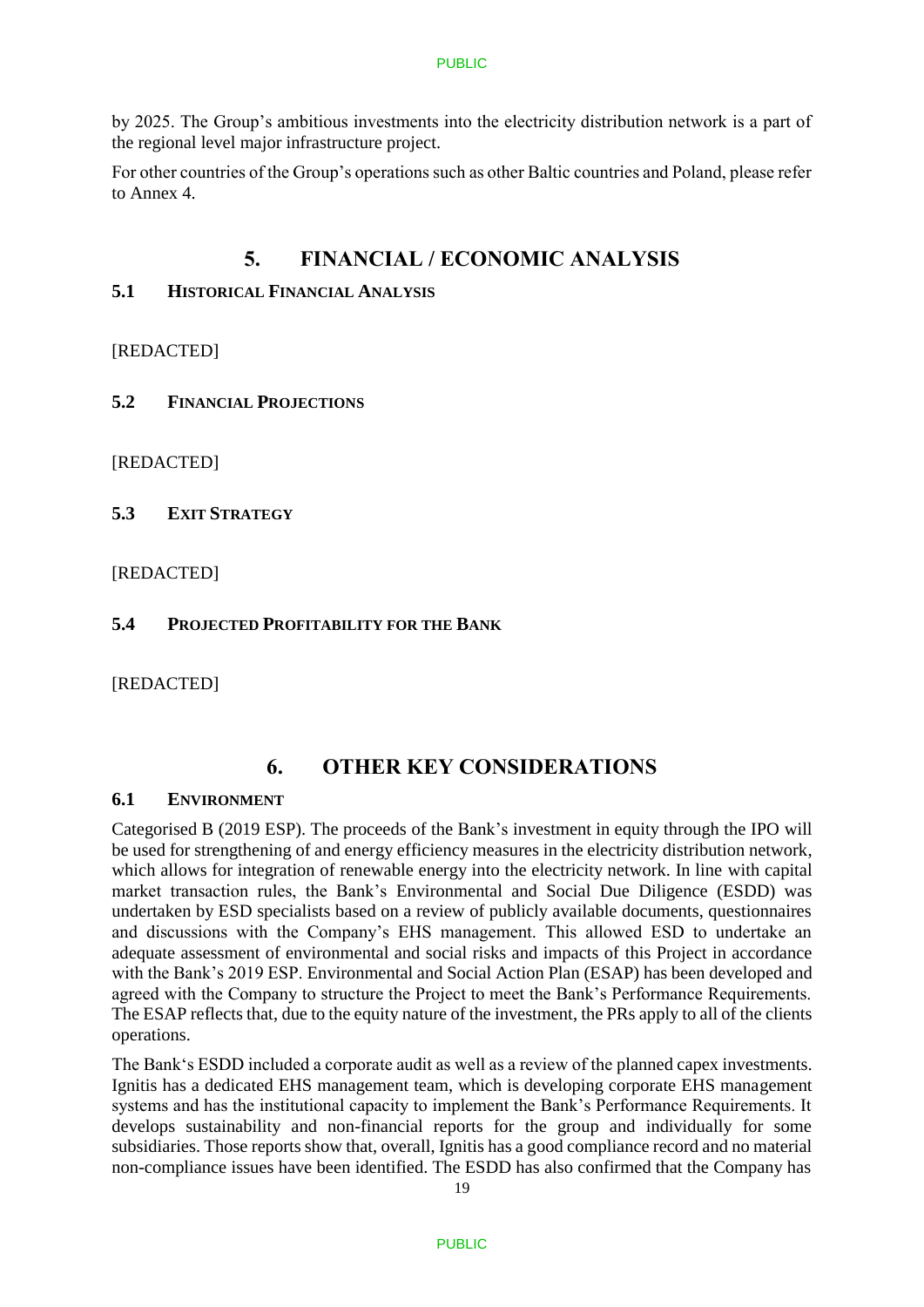by 2025. The Group's ambitious investments into the electricity distribution network is a part of the regional level major infrastructure project.

For other countries of the Group's operations such as other Baltic countries and Poland, please refer to Annex 4.

# 5. FINANCIAL / ECONOMIC ANALYSIS

## 5.1 HISTORICAL FINANCIAL ANALYSIS

[REDACTED]

## 5.2 FINANCIAL PROJECTIONS

[REDACTED]

## 5.3 EXIT STRATEGY

[REDACTED]

## 5.4 PROJECTED PROFITABILITY FOR THE BANK

[REDACTED]

# 6. OTHER KEY CONSIDERATIONS

## 6.1 ENVIRONMENT

Categorised B (2019 ESP). The proceeds of the Bank's investment in equity through the IPO will be used for strengthening of and energy efficiency measures in the electricity distribution network, which allows for integration of renewable energy into the electricity network. In line with capital market transaction rules, the Bank's Environmental and Social Due Diligence (ESDD) was undertaken by ESD specialists based on a review of publicly available documents, questionnaires and discussions with the Company's EHS management. This allowed ESD to undertake an adequate assessment of environmental and social risks and impacts of this Project in accordance with the Bank's 2019 ESP. Environmental and Social Action Plan (ESAP) has been developed and agreed with the Company to structure the Project to meet the Bank's Performance Requirements. The ESAP reflects that, due to the equity nature of the investment, the PRs apply to all of the clients operations.

The Bank's ESDD included a corporate audit as well as a review of the planned capex investments. Ignitis has a dedicated EHS management team, which is developing corporate EHS management systems and has the institutional capacity to implement the Bank's Performance Requirements. It develops sustainability and non-financial reports for the group and individually for some subsidiaries. Those reports show that, overall, Ignitis has a good compliance record and no material non-compliance issues have been identified. The ESDD has also confirmed that the Company has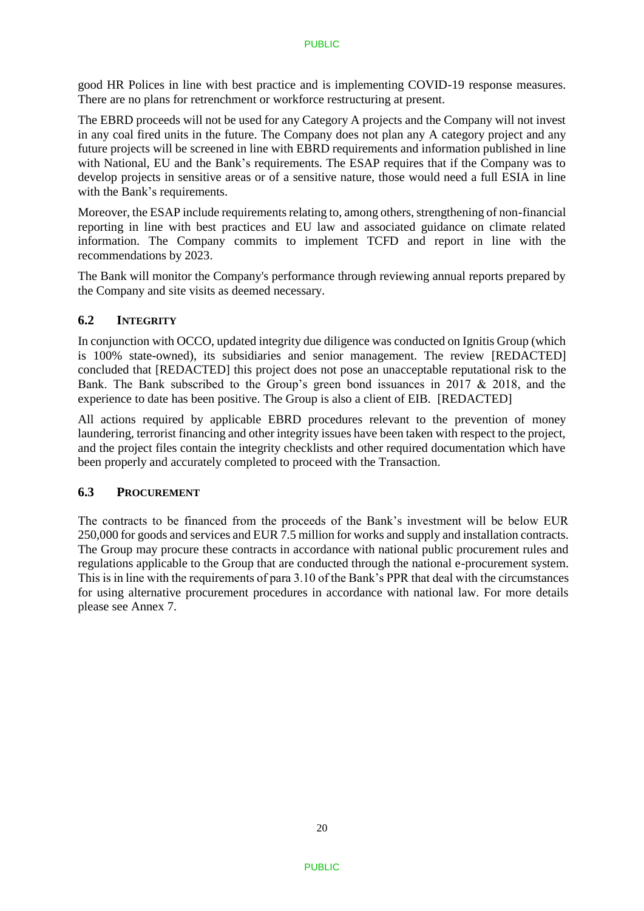good HR Polices in line with best practice and is implementing COVID-19 response measures. There are no plans for retrenchment or workforce restructuring at present.

The EBRD proceeds will not be used for any Category A projects and the Company will not invest in any coal fired units in the future. The Company does not plan any A category project and any future projects will be screened in line with EBRD requirements and information published in line with National, EU and the Bank's requirements. The ESAP requires that if the Company was to develop projects in sensitive areas or of a sensitive nature, those would need a full ESIA in line with the Bank's requirements.

Moreover, the ESAP include requirements relating to, among others, strengthening of non-financial reporting in line with best practices and EU law and associated guidance on climate related information. The Company commits to implement TCFD and report in line with the recommendations by 2023.

The Bank will monitor the Company's performance through reviewing annual reports prepared by the Company and site visits as deemed necessary.

## 6.2 INTEGRITY

In conjunction with OCCO, updated integrity due diligence was conducted on Ignitis Group (which is 100% state-owned), its subsidiaries and senior management. The review [REDACTED] concluded that [REDACTED] this project does not pose an unacceptable reputational risk to the Bank. The Bank subscribed to the Group's green bond issuances in 2017 & 2018, and the experience to date has been positive. The Group is also a client of EIB. [REDACTED]

All actions required by applicable EBRD procedures relevant to the prevention of money laundering, terrorist financing and other integrity issues have been taken with respect to the project, and the project files contain the integrity checklists and other required documentation which have been properly and accurately completed to proceed with the Transaction.

## 6.3 PROCUREMENT

The contracts to be financed from the proceeds of the Bank's investment will be below EUR 250,000 for goods and services and EUR 7.5 million for works and supply and installation contracts. The Group may procure these contracts in accordance with national public procurement rules and regulations applicable to the Group that are conducted through the national e-procurement system. This is in line with the requirements of para 3.10 of the Bank's PPR that deal with the circumstances for using alternative procurement procedures in accordance with national law. For more details please see Annex 7.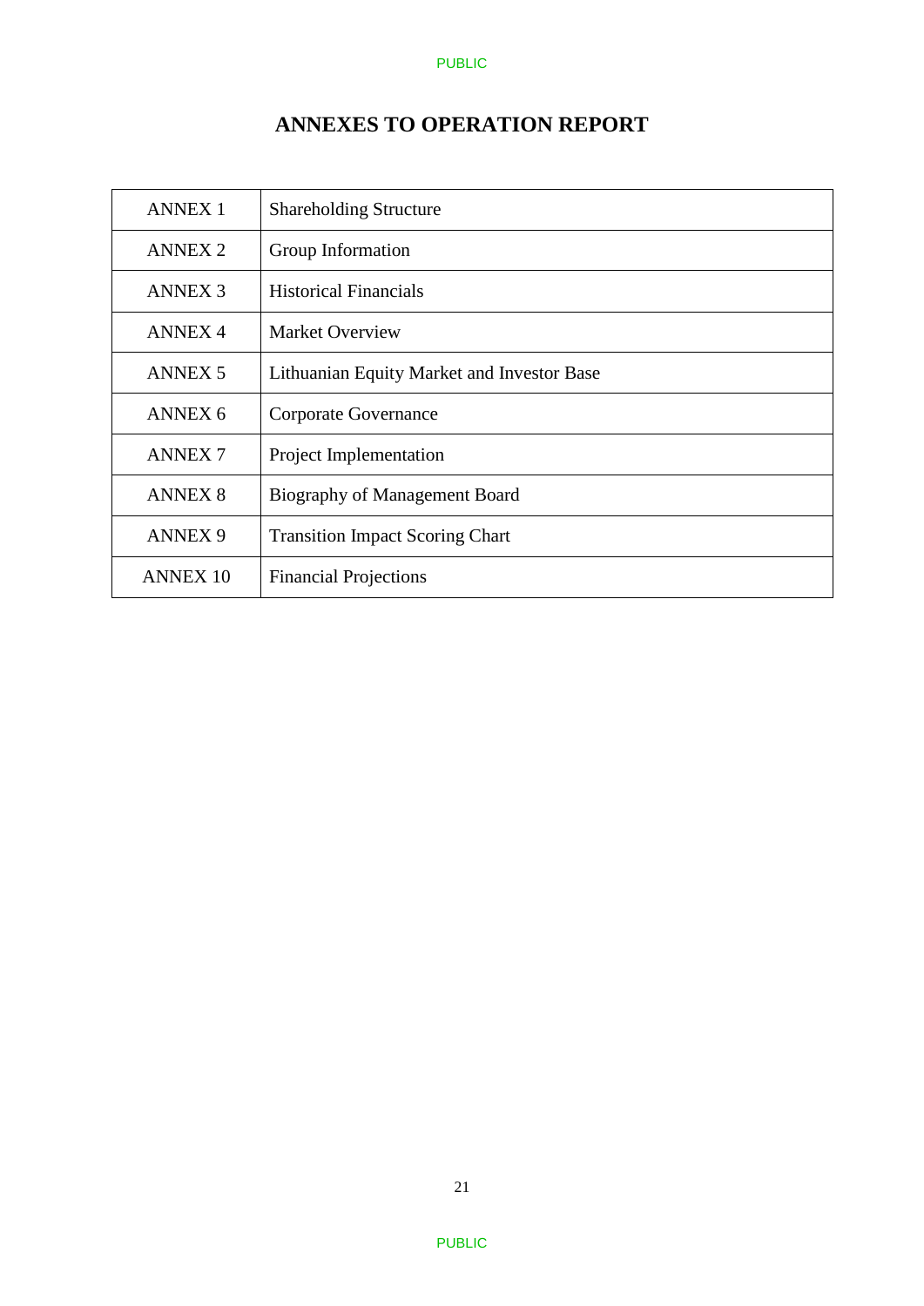# ANNEXES TO OPERATION REPORT

| | |
|---|---|
| ANNEX 1 | Shareholding Structure |
| ANNEX 2 | Group Information |
| ANNEX 3 | Historical Financials |
| ANNEX 4 | Market Overview |
| ANNEX 5 | Lithuanian Equity Market and Investor Base |
| ANNEX 6 | Corporate Governance |
| ANNEX 7 | Project Implementation |
| ANNEX 8 | Biography of Management Board |
| ANNEX 9 | Transition Impact Scoring Chart |
| ANNEX 10 | Financial Projections |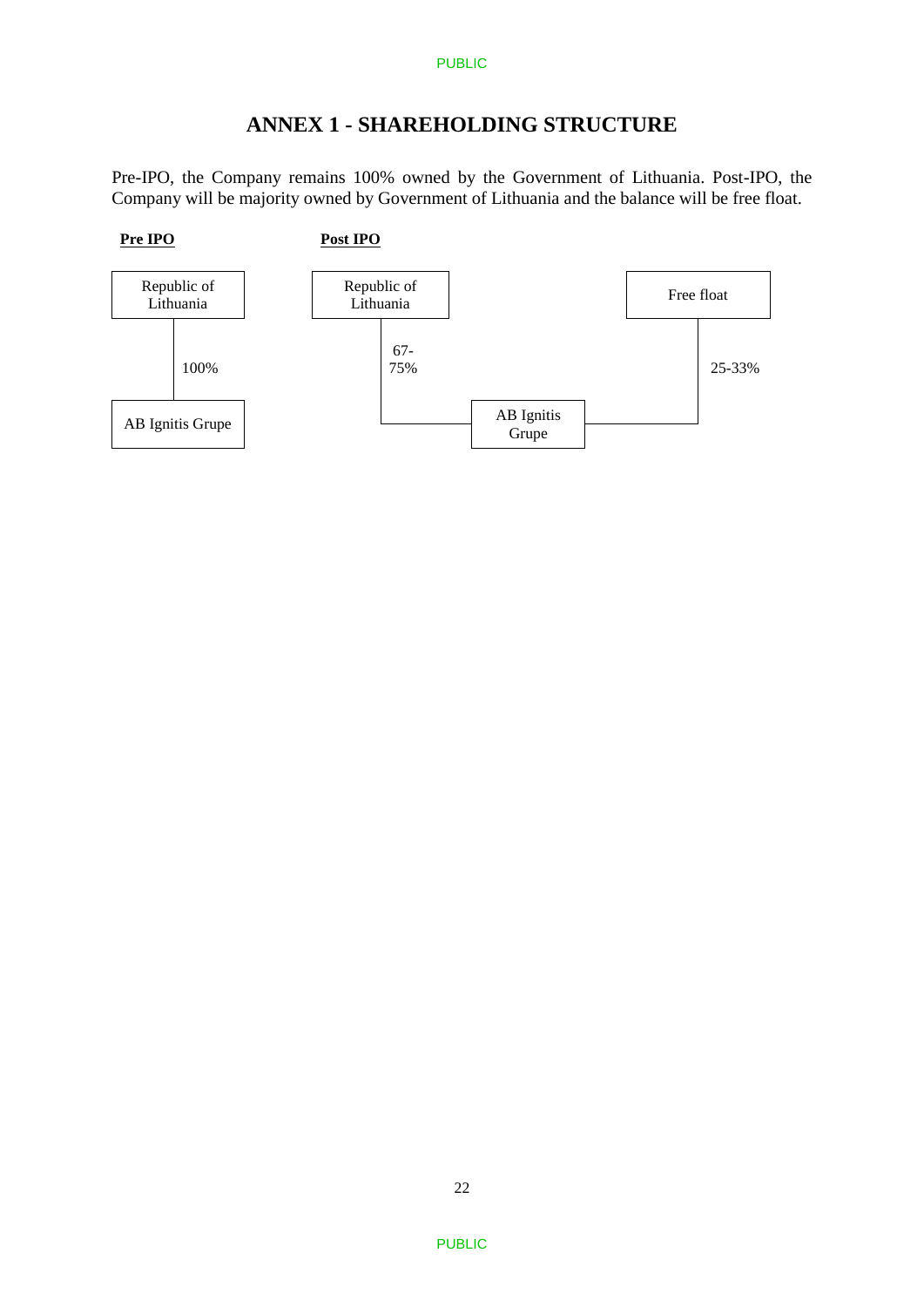# ANNEX 1 - SHAREHOLDING STRUCTURE

Pre-IPO, the Company remains 100% owned by the Government of Lithuania. Post-IPO, the Company will be majority owned by Government of Lithuania and the balance will be free float.

**Pre IPO**

Republic of Lithuania

100%

AB Ignitis Grupe

**Post IPO**

Republic of Lithuania

67-75%

Free float

25-33%

AB Ignitis Grupe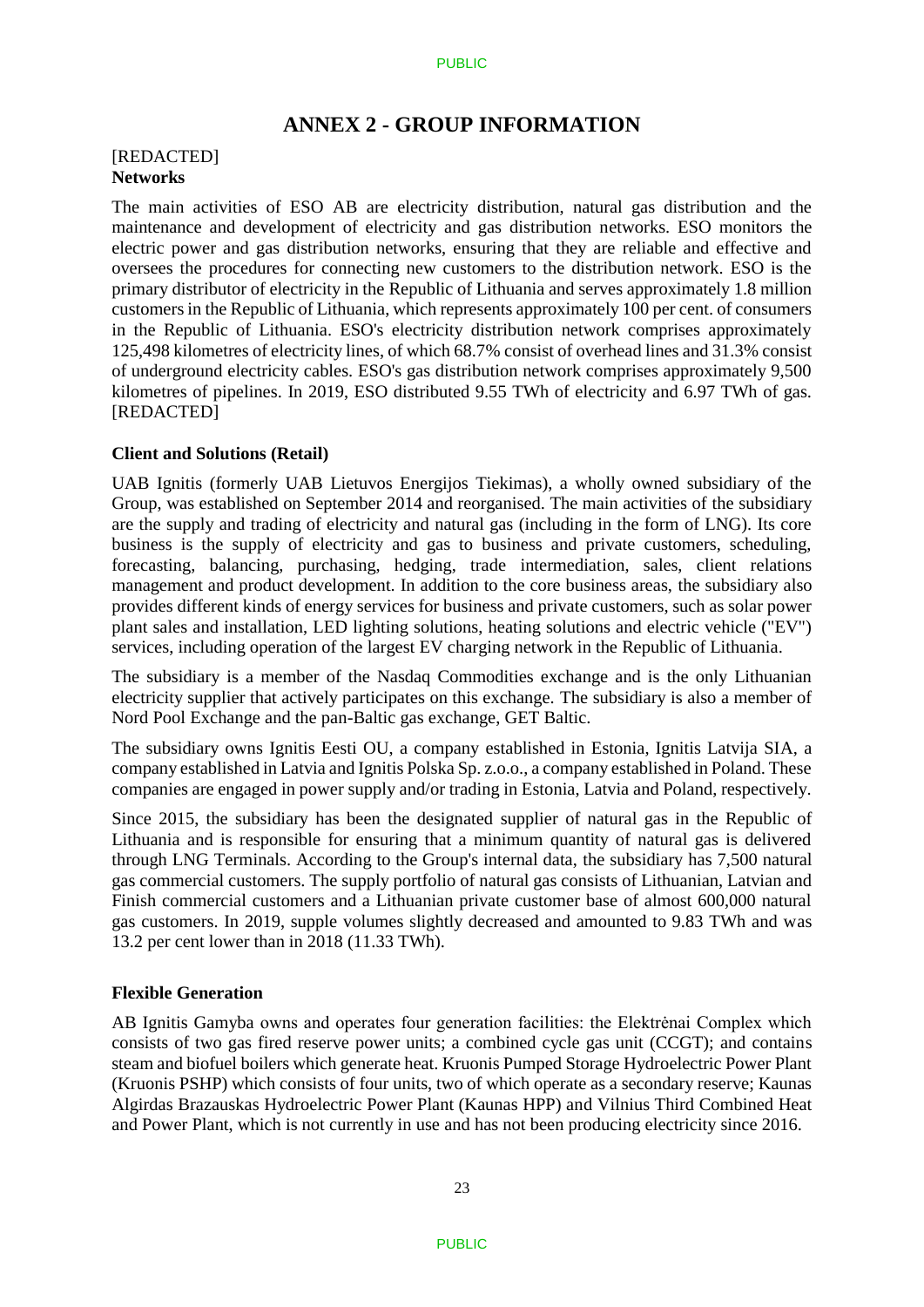# ANNEX 2 - GROUP INFORMATION

[REDACTED]
**Networks**

The main activities of ESO AB are electricity distribution, natural gas distribution and the maintenance and development of electricity and gas distribution networks. ESO monitors the electric power and gas distribution networks, ensuring that they are reliable and effective and oversees the procedures for connecting new customers to the distribution network. ESO is the primary distributor of electricity in the Republic of Lithuania and serves approximately 1.8 million customers in the Republic of Lithuania, which represents approximately 100 per cent. of consumers in the Republic of Lithuania. ESO's electricity distribution network comprises approximately 125,498 kilometres of electricity lines, of which 68.7% consist of overhead lines and 31.3% consist of underground electricity cables. ESO's gas distribution network comprises approximately 9,500 kilometres of pipelines. In 2019, ESO distributed 9.55 TWh of electricity and 6.97 TWh of gas. [REDACTED]

**Client and Solutions (Retail)**

UAB Ignitis (formerly UAB Lietuvos Energijos Tiekimas), a wholly owned subsidiary of the Group, was established on September 2014 and reorganised. The main activities of the subsidiary are the supply and trading of electricity and natural gas (including in the form of LNG). Its core business is the supply of electricity and gas to business and private customers, scheduling, forecasting, balancing, purchasing, hedging, trade intermediation, sales, client relations management and product development. In addition to the core business areas, the subsidiary also provides different kinds of energy services for business and private customers, such as solar power plant sales and installation, LED lighting solutions, heating solutions and electric vehicle ("EV") services, including operation of the largest EV charging network in the Republic of Lithuania.

The subsidiary is a member of the Nasdaq Commodities exchange and is the only Lithuanian electricity supplier that actively participates on this exchange. The subsidiary is also a member of Nord Pool Exchange and the pan-Baltic gas exchange, GET Baltic.

The subsidiary owns Ignitis Eesti OU, a company established in Estonia, Ignitis Latvija SIA, a company established in Latvia and Ignitis Polska Sp. z.o.o., a company established in Poland. These companies are engaged in power supply and/or trading in Estonia, Latvia and Poland, respectively.

Since 2015, the subsidiary has been the designated supplier of natural gas in the Republic of Lithuania and is responsible for ensuring that a minimum quantity of natural gas is delivered through LNG Terminals. According to the Group's internal data, the subsidiary has 7,500 natural gas commercial customers. The supply portfolio of natural gas consists of Lithuanian, Latvian and Finish commercial customers and a Lithuanian private customer base of almost 600,000 natural gas customers. In 2019, supple volumes slightly decreased and amounted to 9.83 TWh and was 13.2 per cent lower than in 2018 (11.33 TWh).

**Flexible Generation**

AB Ignitis Gamyba owns and operates four generation facilities: the Elektrėnai Complex which consists of two gas fired reserve power units; a combined cycle gas unit (CCGT); and contains steam and biofuel boilers which generate heat. Kruonis Pumped Storage Hydroelectric Power Plant (Kruonis PSHP) which consists of four units, two of which operate as a secondary reserve; Kaunas Algirdas Brazauskas Hydroelectric Power Plant (Kaunas HPP) and Vilnius Third Combined Heat and Power Plant, which is not currently in use and has not been producing electricity since 2016.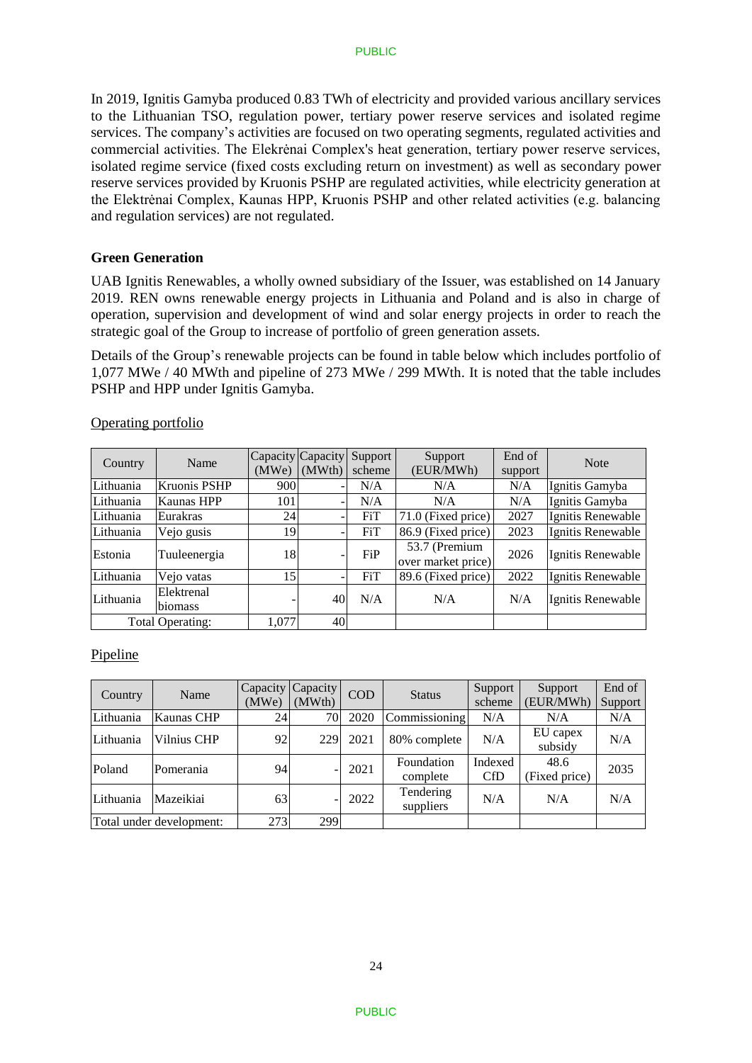In 2019, Ignitis Gamyba produced 0.83 TWh of electricity and provided various ancillary services to the Lithuanian TSO, regulation power, tertiary power reserve services and isolated regime services. The company's activities are focused on two operating segments, regulated activities and commercial activities. The Elekrėnai Complex's heat generation, tertiary power reserve services, isolated regime service (fixed costs excluding return on investment) as well as secondary power reserve services provided by Kruonis PSHP are regulated activities, while electricity generation at the Elektrėnai Complex, Kaunas HPP, Kruonis PSHP and other related activities (e.g. balancing and regulation services) are not regulated.

**Green Generation**

UAB Ignitis Renewables, a wholly owned subsidiary of the Issuer, was established on 14 January 2019. REN owns renewable energy projects in Lithuania and Poland and is also in charge of operation, supervision and development of wind and solar energy projects in order to reach the strategic goal of the Group to increase of portfolio of green generation assets.

Details of the Group's renewable projects can be found in table below which includes portfolio of 1,077 MWe / 40 MWth and pipeline of 273 MWe / 299 MWth. It is noted that the table includes PSHP and HPP under Ignitis Gamyba.

Operating portfolio

| Country | Name | Capacity (MWe) | Capacity (MWth) | Support scheme | Support (EUR/MWh) | End of support | Note |
|---|---|---|---|---|---|---|---|
| Lithuania | Kruonis PSHP | 900 | - | N/A | N/A | N/A | Ignitis Gamyba |
| Lithuania | Kaunas HPP | 101 | - | N/A | N/A | N/A | Ignitis Gamyba |
| Lithuania | Eurakras | 24 | - | FiT | 71.0 (Fixed price) | 2027 | Ignitis Renewable |
| Lithuania | Vejo gusis | 19 | - | FiT | 86.9 (Fixed price) | 2023 | Ignitis Renewable |
| Estonia | Tuuleenergia | 18 | - | FiP | 53.7 (Premium over market price) | 2026 | Ignitis Renewable |
| Lithuania | Vejo vatas | 15 | - | FiT | 89.6 (Fixed price) | 2022 | Ignitis Renewable |
| Lithuania | Elektrenal biomass | - | 40 | N/A | N/A | N/A | Ignitis Renewable |
| Total Operating: | | 1,077 | 40 | | | | |

Pipeline

| Country | Name | Capacity (MWe) | Capacity (MWth) | COD | Status | Support scheme | Support (EUR/MWh) | End of Support |
|---|---|---|---|---|---|---|---|---|
| Lithuania | Kaunas CHP | 24 | 70 | 2020 | Commissioning | N/A | N/A | N/A |
| Lithuania | Vilnius CHP | 92 | 229 | 2021 | 80% complete | N/A | EU capex subsidy | N/A |
| Poland | Pomerania | 94 | - | 2021 | Foundation complete | Indexed CfD | 48.6 (Fixed price) | 2035 |
| Lithuania | Mazeikiai | 63 | - | 2022 | Tendering suppliers | N/A | N/A | N/A |
| Total under development: | | 273 | 299 | | | | | |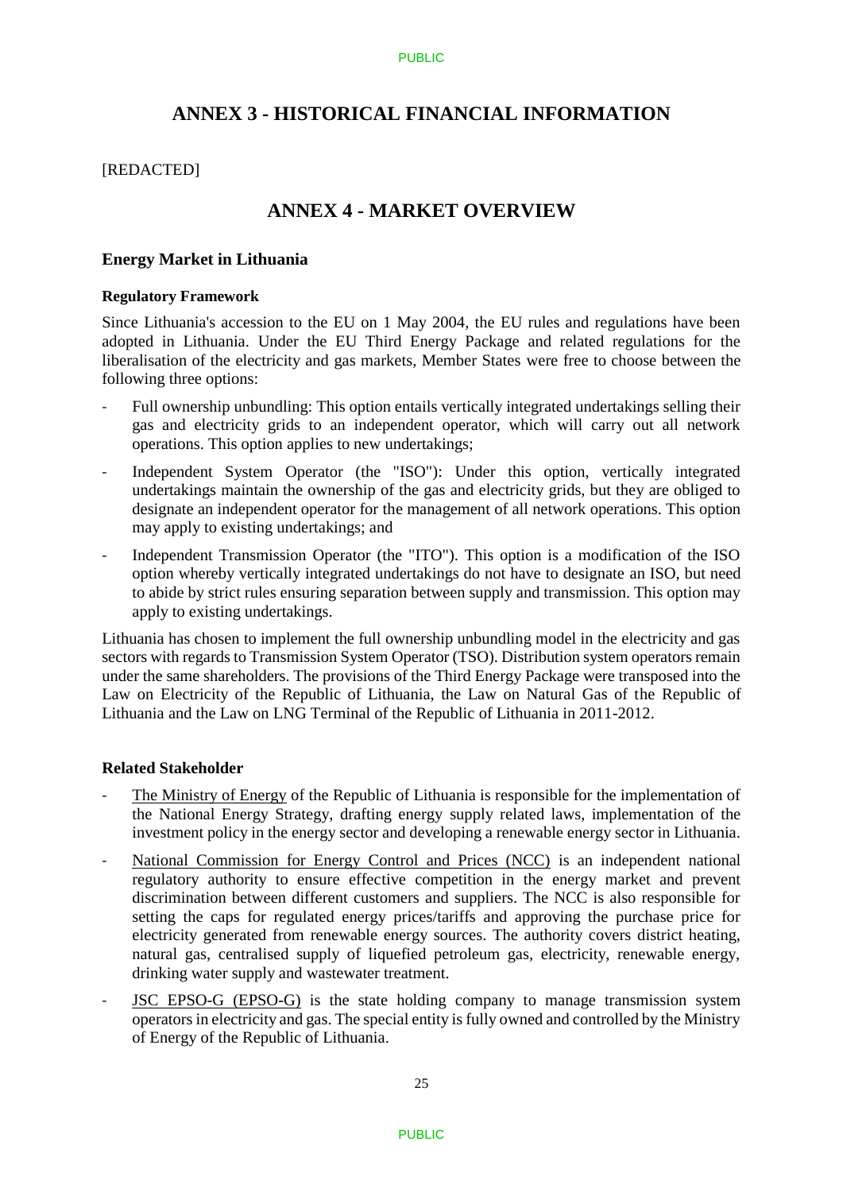# ANNEX 3 - HISTORICAL FINANCIAL INFORMATION

[REDACTED]

# ANNEX 4 - MARKET OVERVIEW

## Energy Market in Lithuania

### Regulatory Framework

Since Lithuania's accession to the EU on 1 May 2004, the EU rules and regulations have been adopted in Lithuania. Under the EU Third Energy Package and related regulations for the liberalisation of the electricity and gas markets, Member States were free to choose between the following three options:

- Full ownership unbundling: This option entails vertically integrated undertakings selling their gas and electricity grids to an independent operator, which will carry out all network operations. This option applies to new undertakings;
- Independent System Operator (the "ISO"): Under this option, vertically integrated undertakings maintain the ownership of the gas and electricity grids, but they are obliged to designate an independent operator for the management of all network operations. This option may apply to existing undertakings; and
- Independent Transmission Operator (the "ITO"). This option is a modification of the ISO option whereby vertically integrated undertakings do not have to designate an ISO, but need to abide by strict rules ensuring separation between supply and transmission. This option may apply to existing undertakings.

Lithuania has chosen to implement the full ownership unbundling model in the electricity and gas sectors with regards to Transmission System Operator (TSO). Distribution system operators remain under the same shareholders. The provisions of the Third Energy Package were transposed into the Law on Electricity of the Republic of Lithuania, the Law on Natural Gas of the Republic of Lithuania and the Law on LNG Terminal of the Republic of Lithuania in 2011-2012.

### Related Stakeholder

- The Ministry of Energy of the Republic of Lithuania is responsible for the implementation of the National Energy Strategy, drafting energy supply related laws, implementation of the investment policy in the energy sector and developing a renewable energy sector in Lithuania.
- National Commission for Energy Control and Prices (NCC) is an independent national regulatory authority to ensure effective competition in the energy market and prevent discrimination between different customers and suppliers. The NCC is also responsible for setting the caps for regulated energy prices/tariffs and approving the purchase price for electricity generated from renewable energy sources. The authority covers district heating, natural gas, centralised supply of liquefied petroleum gas, electricity, renewable energy, drinking water supply and wastewater treatment.
- JSC EPSO-G (EPSO-G) is the state holding company to manage transmission system operators in electricity and gas. The special entity is fully owned and controlled by the Ministry of Energy of the Republic of Lithuania.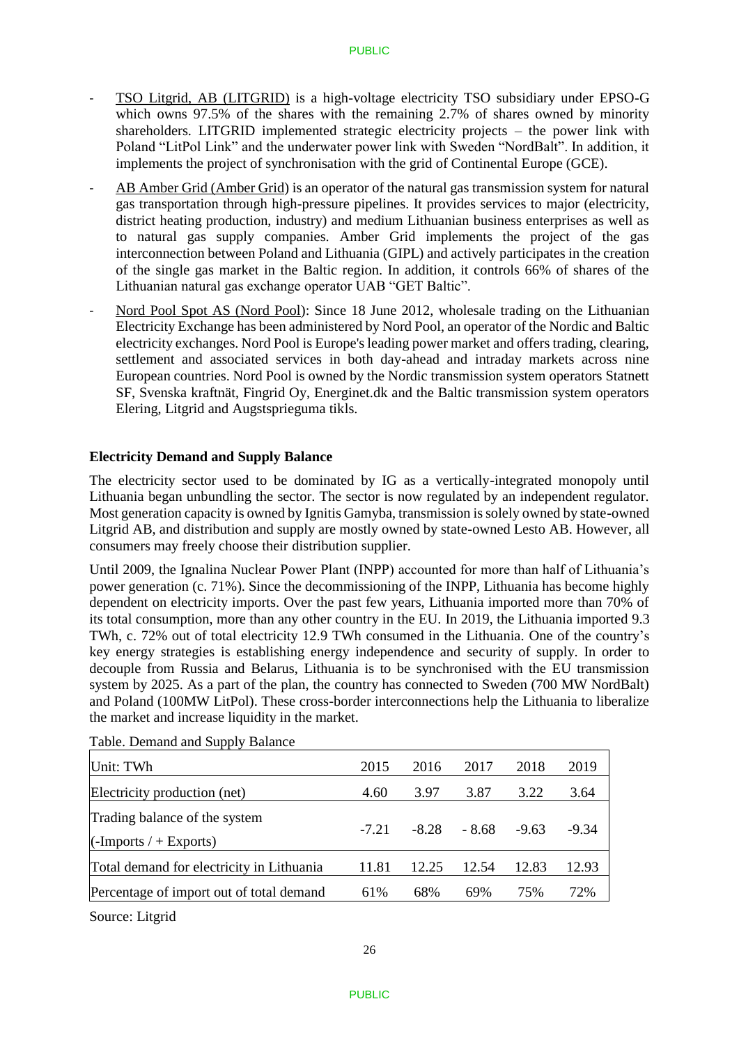- TSO Litgrid, AB (LITGRID) is a high-voltage electricity TSO subsidiary under EPSO-G which owns 97.5% of the shares with the remaining 2.7% of shares owned by minority shareholders. LITGRID implemented strategic electricity projects – the power link with Poland "LitPol Link" and the underwater power link with Sweden "NordBalt". In addition, it implements the project of synchronisation with the grid of Continental Europe (GCE).

- AB Amber Grid (Amber Grid) is an operator of the natural gas transmission system for natural gas transportation through high-pressure pipelines. It provides services to major (electricity, district heating production, industry) and medium Lithuanian business enterprises as well as to natural gas supply companies. Amber Grid implements the project of the gas interconnection between Poland and Lithuania (GIPL) and actively participates in the creation of the single gas market in the Baltic region. In addition, it controls 66% of shares of the Lithuanian natural gas exchange operator UAB "GET Baltic".

- Nord Pool Spot AS (Nord Pool): Since 18 June 2012, wholesale trading on the Lithuanian Electricity Exchange has been administered by Nord Pool, an operator of the Nordic and Baltic electricity exchanges. Nord Pool is Europe's leading power market and offers trading, clearing, settlement and associated services in both day-ahead and intraday markets across nine European countries. Nord Pool is owned by the Nordic transmission system operators Statnett SF, Svenska kraftnät, Fingrid Oy, Energinet.dk and the Baltic transmission system operators Elering, Litgrid and Augstsprieguma tikls.

**Electricity Demand and Supply Balance**

The electricity sector used to be dominated by IG as a vertically-integrated monopoly until Lithuania began unbundling the sector. The sector is now regulated by an independent regulator. Most generation capacity is owned by Ignitis Gamyba, transmission is solely owned by state-owned Litgrid AB, and distribution and supply are mostly owned by state-owned Lesto AB. However, all consumers may freely choose their distribution supplier.

Until 2009, the Ignalina Nuclear Power Plant (INPP) accounted for more than half of Lithuania's power generation (c. 71%). Since the decommissioning of the INPP, Lithuania has become highly dependent on electricity imports. Over the past few years, Lithuania imported more than 70% of its total consumption, more than any other country in the EU. In 2019, the Lithuania imported 9.3 TWh, c. 72% out of total electricity 12.9 TWh consumed in the Lithuania. One of the country's key energy strategies is establishing energy independence and security of supply. In order to decouple from Russia and Belarus, Lithuania is to be synchronised with the EU transmission system by 2025. As a part of the plan, the country has connected to Sweden (700 MW NordBalt) and Poland (100MW LitPol). These cross-border interconnections help the Lithuania to liberalize the market and increase liquidity in the market.

Table. Demand and Supply Balance

| Unit: TWh | 2015 | 2016 | 2017 | 2018 | 2019 |
|---|---|---|---|---|---|
| Electricity production (net) | 4.60 | 3.97 | 3.87 | 3.22 | 3.64 |
| Trading balance of the system (-Imports / + Exports) | -7.21 | -8.28 | - 8.68 | -9.63 | -9.34 |
| Total demand for electricity in Lithuania | 11.81 | 12.25 | 12.54 | 12.83 | 12.93 |
| Percentage of import out of total demand | 61% | 68% | 69% | 75% | 72% |

Source: Litgrid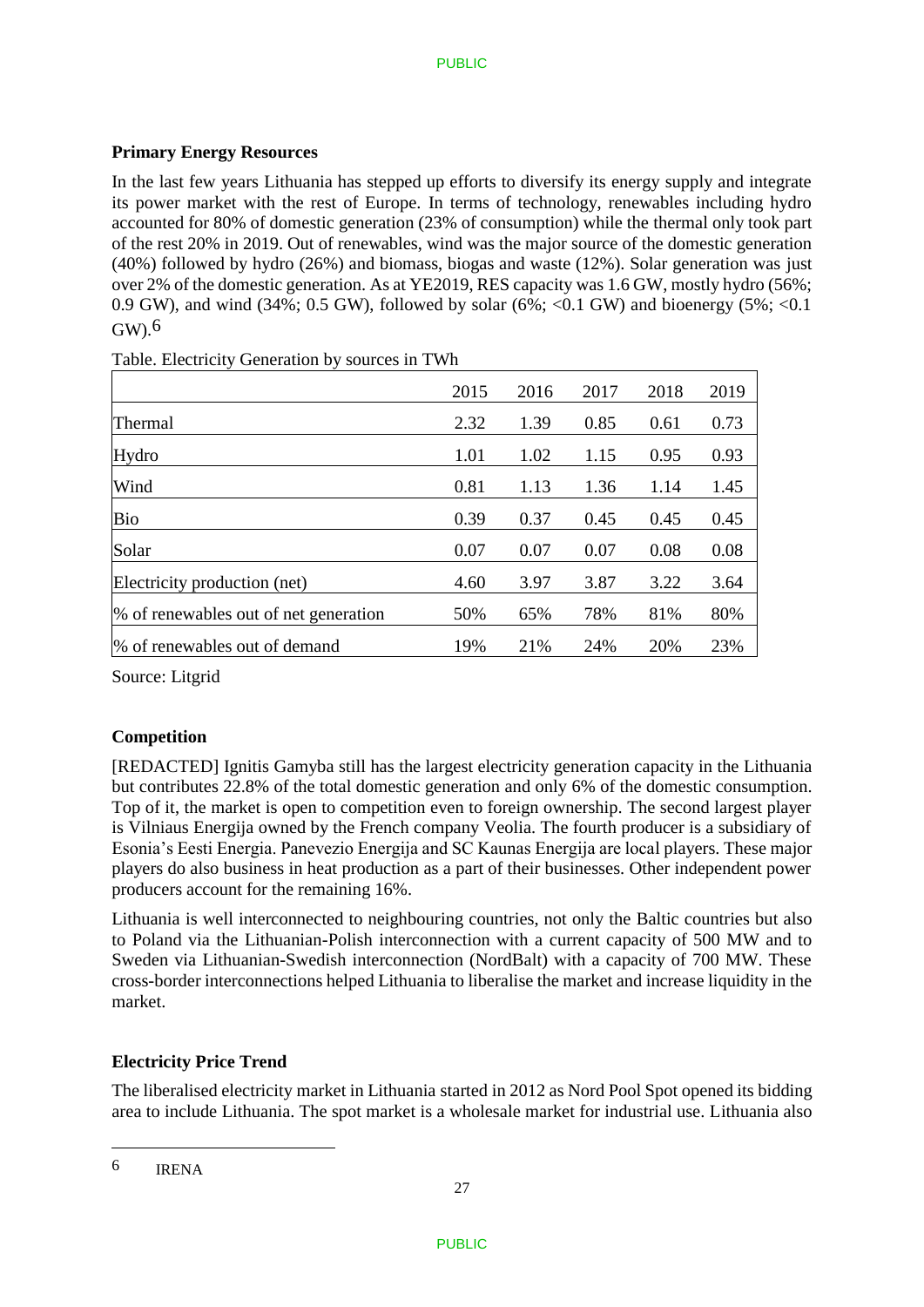**Primary Energy Resources**

In the last few years Lithuania has stepped up efforts to diversify its energy supply and integrate its power market with the rest of Europe. In terms of technology, renewables including hydro accounted for 80% of domestic generation (23% of consumption) while the thermal only took part of the rest 20% in 2019. Out of renewables, wind was the major source of the domestic generation (40%) followed by hydro (26%) and biomass, biogas and waste (12%). Solar generation was just over 2% of the domestic generation. As at YE2019, RES capacity was 1.6 GW, mostly hydro (56%; 0.9 GW), and wind (34%; 0.5 GW), followed by solar (6%; <0.1 GW) and bioenergy (5%; <0.1 GW).[6]

Table. Electricity Generation by sources in TWh

| | 2015 | 2016 | 2017 | 2018 | 2019 |
|---|---|---|---|---|---|
| Thermal | 2.32 | 1.39 | 0.85 | 0.61 | 0.73 |
| Hydro | 1.01 | 1.02 | 1.15 | 0.95 | 0.93 |
| Wind | 0.81 | 1.13 | 1.36 | 1.14 | 1.45 |
| Bio | 0.39 | 0.37 | 0.45 | 0.45 | 0.45 |
| Solar | 0.07 | 0.07 | 0.07 | 0.08 | 0.08 |
| Electricity production (net) | 4.60 | 3.97 | 3.87 | 3.22 | 3.64 |
| % of renewables out of net generation | 50% | 65% | 78% | 81% | 80% |
| % of renewables out of demand | 19% | 21% | 24% | 20% | 23% |

Source: Litgrid

**Competition**

[REDACTED] Ignitis Gamyba still has the largest electricity generation capacity in the Lithuania but contributes 22.8% of the total domestic generation and only 6% of the domestic consumption. Top of it, the market is open to competition even to foreign ownership. The second largest player is Vilniaus Energija owned by the French company Veolia. The fourth producer is a subsidiary of Esonia's Eesti Energia. Panevezio Energija and SC Kaunas Energija are local players. These major players do also business in heat production as a part of their businesses. Other independent power producers account for the remaining 16%.

Lithuania is well interconnected to neighbouring countries, not only the Baltic countries but also to Poland via the Lithuanian-Polish interconnection with a current capacity of 500 MW and to Sweden via Lithuanian-Swedish interconnection (NordBalt) with a capacity of 700 MW. These cross-border interconnections helped Lithuania to liberalise the market and increase liquidity in the market.

**Electricity Price Trend**

The liberalised electricity market in Lithuania started in 2012 as Nord Pool Spot opened its bidding area to include Lithuania. The spot market is a wholesale market for industrial use. Lithuania also

[6] IRENA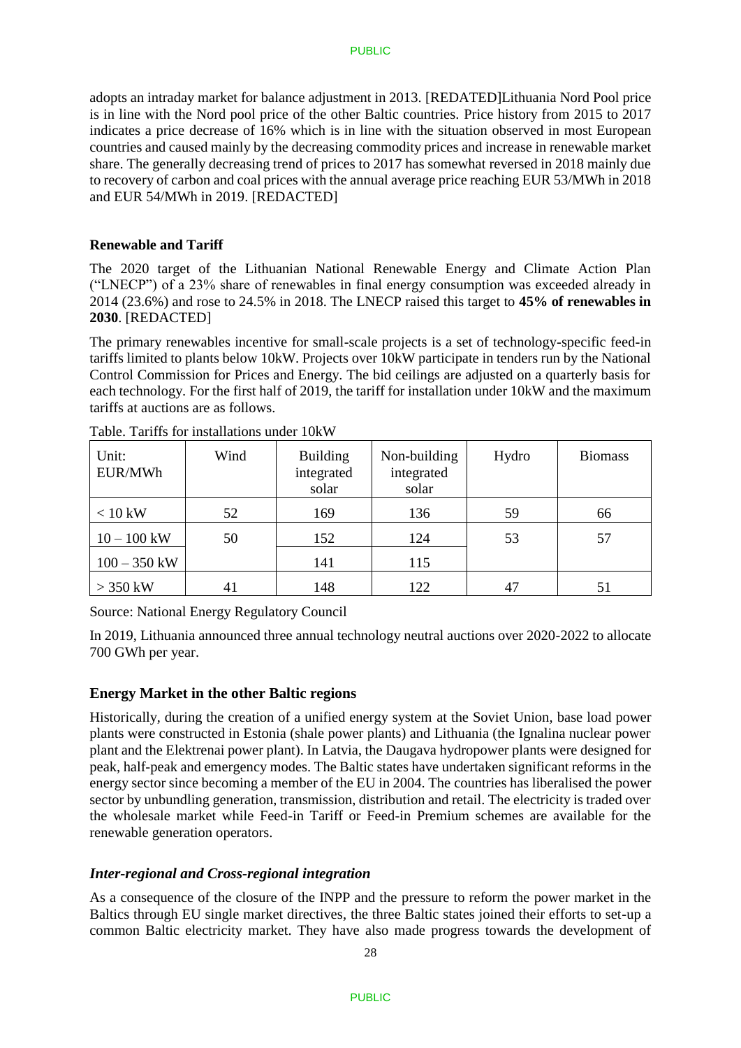adopts an intraday market for balance adjustment in 2013. [REDATED]Lithuania Nord Pool price is in line with the Nord pool price of the other Baltic countries. Price history from 2015 to 2017 indicates a price decrease of 16% which is in line with the situation observed in most European countries and caused mainly by the decreasing commodity prices and increase in renewable market share. The generally decreasing trend of prices to 2017 has somewhat reversed in 2018 mainly due to recovery of carbon and coal prices with the annual average price reaching EUR 53/MWh in 2018 and EUR 54/MWh in 2019. [REDACTED]

**Renewable and Tariff**

The 2020 target of the Lithuanian National Renewable Energy and Climate Action Plan ("LNECP") of a 23% share of renewables in final energy consumption was exceeded already in 2014 (23.6%) and rose to 24.5% in 2018. The LNECP raised this target to **45% of renewables in 2030**. [REDACTED]

The primary renewables incentive for small-scale projects is a set of technology-specific feed-in tariffs limited to plants below 10kW. Projects over 10kW participate in tenders run by the National Control Commission for Prices and Energy. The bid ceilings are adjusted on a quarterly basis for each technology. For the first half of 2019, the tariff for installation under 10kW and the maximum tariffs at auctions are as follows.

Table. Tariffs for installations under 10kW

| Unit: EUR/MWh | Wind | Building integrated solar | Non-building integrated solar | Hydro | Biomass |
|---|---|---|---|---|---|
| < 10 kW | 52 | 169 | 136 | 59 | 66 |
| 10 – 100 kW | 50 | 152 | 124 | 53 | 57 |
| 100 – 350 kW | | 141 | 115 | | |
| > 350 kW | 41 | 148 | 122 | 47 | 51 |

Source: National Energy Regulatory Council

In 2019, Lithuania announced three annual technology neutral auctions over 2020-2022 to allocate 700 GWh per year.

## Energy Market in the other Baltic regions

Historically, during the creation of a unified energy system at the Soviet Union, base load power plants were constructed in Estonia (shale power plants) and Lithuania (the Ignalina nuclear power plant and the Elektrenai power plant). In Latvia, the Daugava hydropower plants were designed for peak, half-peak and emergency modes. The Baltic states have undertaken significant reforms in the energy sector since becoming a member of the EU in 2004. The countries has liberalised the power sector by unbundling generation, transmission, distribution and retail. The electricity is traded over the wholesale market while Feed-in Tariff or Feed-in Premium schemes are available for the renewable generation operators.

### *Inter-regional and Cross-regional integration*

As a consequence of the closure of the INPP and the pressure to reform the power market in the Baltics through EU single market directives, the three Baltic states joined their efforts to set-up a common Baltic electricity market. They have also made progress towards the development of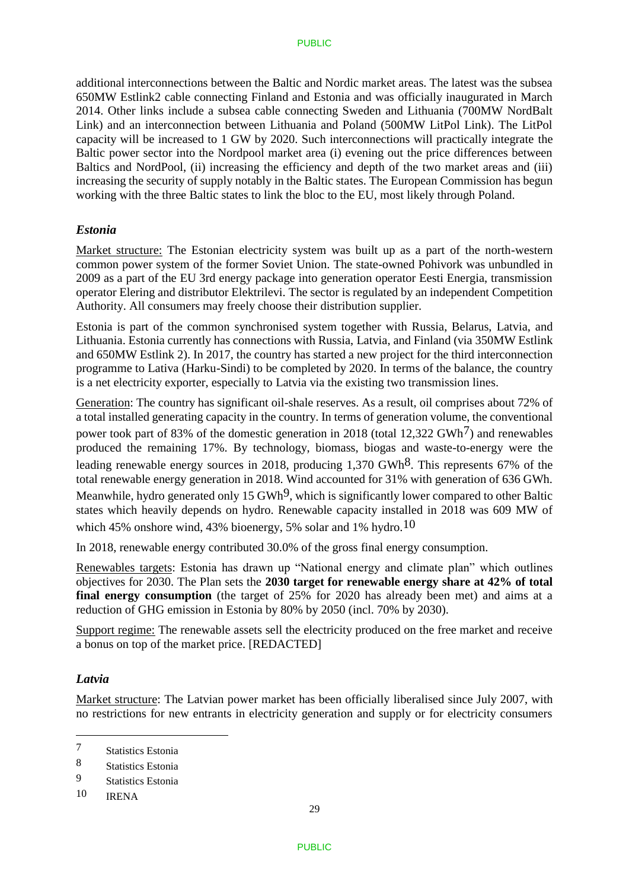additional interconnections between the Baltic and Nordic market areas. The latest was the subsea 650MW Estlink2 cable connecting Finland and Estonia and was officially inaugurated in March 2014. Other links include a subsea cable connecting Sweden and Lithuania (700MW NordBalt Link) and an interconnection between Lithuania and Poland (500MW LitPol Link). The LitPol capacity will be increased to 1 GW by 2020. Such interconnections will practically integrate the Baltic power sector into the Nordpool market area (i) evening out the price differences between Baltics and NordPool, (ii) increasing the efficiency and depth of the two market areas and (iii) increasing the security of supply notably in the Baltic states. The European Commission has begun working with the three Baltic states to link the bloc to the EU, most likely through Poland.

### *Estonia*

Market structure: The Estonian electricity system was built up as a part of the north-western common power system of the former Soviet Union. The state-owned Pohivork was unbundled in 2009 as a part of the EU 3rd energy package into generation operator Eesti Energia, transmission operator Elering and distributor Elektrilevi. The sector is regulated by an independent Competition Authority. All consumers may freely choose their distribution supplier.

Estonia is part of the common synchronised system together with Russia, Belarus, Latvia, and Lithuania. Estonia currently has connections with Russia, Latvia, and Finland (via 350MW Estlink and 650MW Estlink 2). In 2017, the country has started a new project for the third interconnection programme to Lativa (Harku-Sindi) to be completed by 2020. In terms of the balance, the country is a net electricity exporter, especially to Latvia via the existing two transmission lines.

Generation: The country has significant oil-shale reserves. As a result, oil comprises about 72% of a total installed generating capacity in the country. In terms of generation volume, the conventional power took part of 83% of the domestic generation in 2018 (total 12,322 GWh[7]) and renewables produced the remaining 17%. By technology, biomass, biogas and waste-to-energy were the leading renewable energy sources in 2018, producing 1,370 GWh[8]. This represents 67% of the total renewable energy generation in 2018. Wind accounted for 31% with generation of 636 GWh. Meanwhile, hydro generated only 15 GWh[9], which is significantly lower compared to other Baltic states which heavily depends on hydro. Renewable capacity installed in 2018 was 609 MW of which 45% onshore wind, 43% bioenergy, 5% solar and 1% hydro.[10]

In 2018, renewable energy contributed 30.0% of the gross final energy consumption.

Renewables targets: Estonia has drawn up "National energy and climate plan" which outlines objectives for 2030. The Plan sets the **2030 target for renewable energy share at 42% of total final energy consumption** (the target of 25% for 2020 has already been met) and aims at a reduction of GHG emission in Estonia by 80% by 2050 (incl. 70% by 2030).

Support regime: The renewable assets sell the electricity produced on the free market and receive a bonus on top of the market price. [REDACTED]

### *Latvia*

Market structure: The Latvian power market has been officially liberalised since July 2007, with no restrictions for new entrants in electricity generation and supply or for electricity consumers

---

[7] Statistics Estonia

[8] Statistics Estonia

[9] Statistics Estonia

[10] IRENA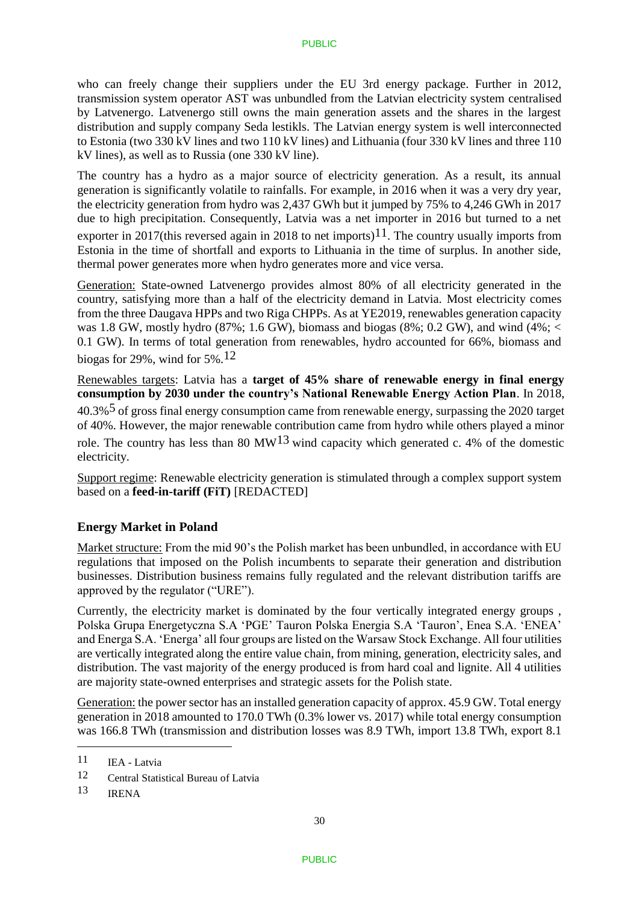who can freely change their suppliers under the EU 3rd energy package. Further in 2012, transmission system operator AST was unbundled from the Latvian electricity system centralised by Latvenergo. Latvenergo still owns the main generation assets and the shares in the largest distribution and supply company Seda lestikls. The Latvian energy system is well interconnected to Estonia (two 330 kV lines and two 110 kV lines) and Lithuania (four 330 kV lines and three 110 kV lines), as well as to Russia (one 330 kV line).

The country has a hydro as a major source of electricity generation. As a result, its annual generation is significantly volatile to rainfalls. For example, in 2016 when it was a very dry year, the electricity generation from hydro was 2,437 GWh but it jumped by 75% to 4,246 GWh in 2017 due to high precipitation. Consequently, Latvia was a net importer in 2016 but turned to a net exporter in 2017(this reversed again in 2018 to net imports)[11]. The country usually imports from Estonia in the time of shortfall and exports to Lithuania in the time of surplus. In another side, thermal power generates more when hydro generates more and vice versa.

Generation: State-owned Latvenergo provides almost 80% of all electricity generated in the country, satisfying more than a half of the electricity demand in Latvia. Most electricity comes from the three Daugava HPPs and two Riga CHPPs. As at YE2019, renewables generation capacity was 1.8 GW, mostly hydro (87%; 1.6 GW), biomass and biogas (8%; 0.2 GW), and wind (4%; < 0.1 GW). In terms of total generation from renewables, hydro accounted for 66%, biomass and biogas for 29%, wind for 5%.[12]

Renewables targets: Latvia has a **target of 45% share of renewable energy in final energy consumption by 2030 under the country's National Renewable Energy Action Plan**. In 2018, 40.3%[5] of gross final energy consumption came from renewable energy, surpassing the 2020 target of 40%. However, the major renewable contribution came from hydro while others played a minor role. The country has less than 80 MW[13] wind capacity which generated c. 4% of the domestic electricity.

Support regime: Renewable electricity generation is stimulated through a complex support system based on a **feed-in-tariff (FiT)** [REDACTED]

### Energy Market in Poland

Market structure: From the mid 90's the Polish market has been unbundled, in accordance with EU regulations that imposed on the Polish incumbents to separate their generation and distribution businesses. Distribution business remains fully regulated and the relevant distribution tariffs are approved by the regulator ("URE").

Currently, the electricity market is dominated by the four vertically integrated energy groups , Polska Grupa Energetyczna S.A 'PGE' Tauron Polska Energia S.A 'Tauron', Enea S.A. 'ENEA' and Energa S.A. 'Energa' all four groups are listed on the Warsaw Stock Exchange. All four utilities are vertically integrated along the entire value chain, from mining, generation, electricity sales, and distribution. The vast majority of the energy produced is from hard coal and lignite. All 4 utilities are majority state-owned enterprises and strategic assets for the Polish state.

Generation: the power sector has an installed generation capacity of approx. 45.9 GW. Total energy generation in 2018 amounted to 170.0 TWh (0.3% lower vs. 2017) while total energy consumption was 166.8 TWh (transmission and distribution losses was 8.9 TWh, import 13.8 TWh, export 8.1

---

[11] IEA - Latvia

[12] Central Statistical Bureau of Latvia

[13] IRENA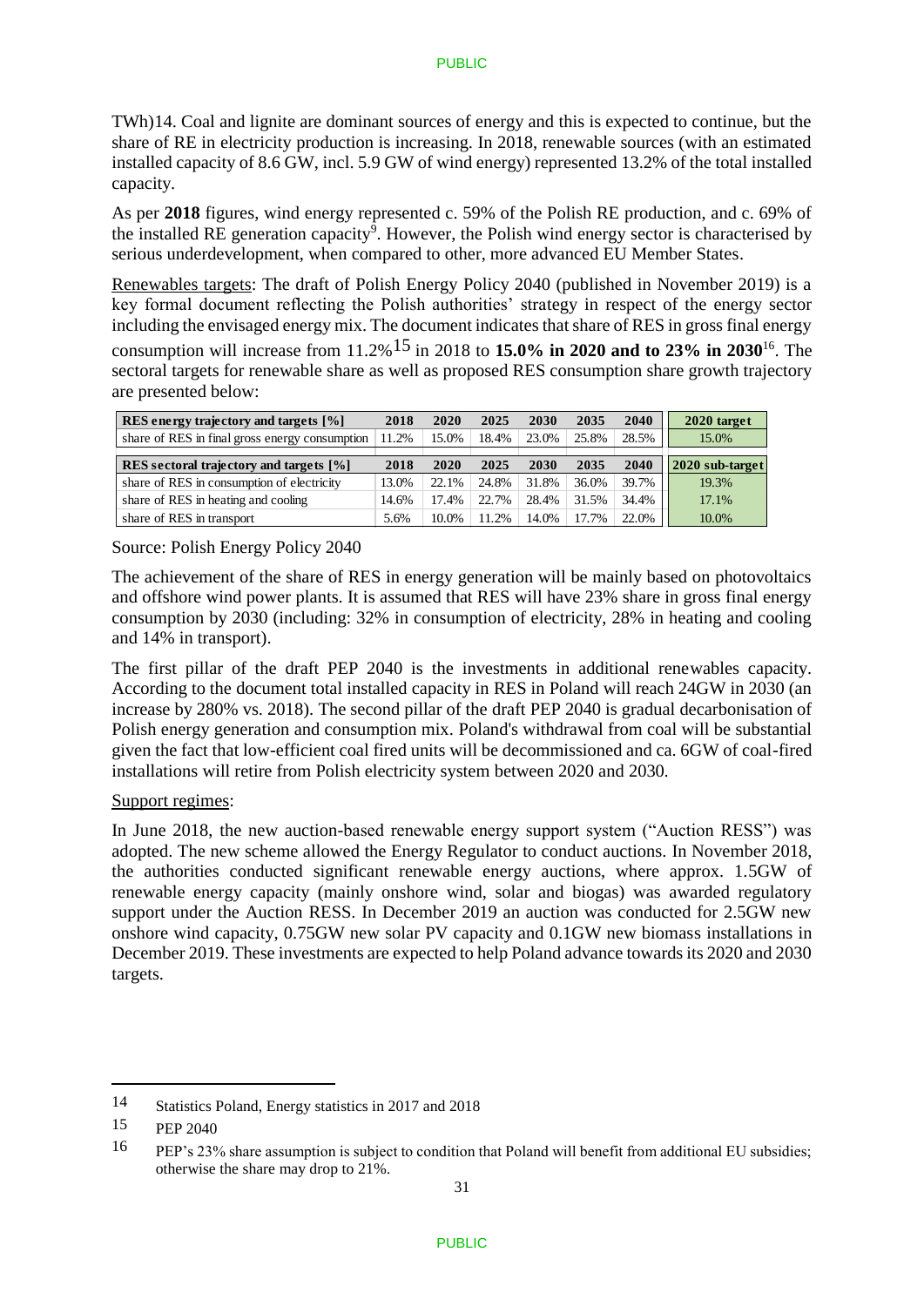TWh)14. Coal and lignite are dominant sources of energy and this is expected to continue, but the share of RE in electricity production is increasing. In 2018, renewable sources (with an estimated installed capacity of 8.6 GW, incl. 5.9 GW of wind energy) represented 13.2% of the total installed capacity.

As per **2018** figures, wind energy represented c. 59% of the Polish RE production, and c. 69% of the installed RE generation capacity[9]. However, the Polish wind energy sector is characterised by serious underdevelopment, when compared to other, more advanced EU Member States.

Renewables targets: The draft of Polish Energy Policy 2040 (published in November 2019) is a key formal document reflecting the Polish authorities' strategy in respect of the energy sector including the envisaged energy mix. The document indicates that share of RES in gross final energy consumption will increase from 11.2%[15] in 2018 to **15.0% in 2020 and to 23% in 2030**[16]. The sectoral targets for renewable share as well as proposed RES consumption share growth trajectory are presented below:

| RES energy trajectory and targets [%] | 2018 | 2020 | 2025 | 2030 | 2035 | 2040 | 2020 target |
|---|---|---|---|---|---|---|---|
| share of RES in final gross energy consumption | 11.2% | 15.0% | 18.4% | 23.0% | 25.8% | 28.5% | 15.0% |
| **RES sectoral trajectory and targets [%]** | **2018** | **2020** | **2025** | **2030** | **2035** | **2040** | **2020 sub-target** |
| share of RES in consumption of electricity | 13.0% | 22.1% | 24.8% | 31.8% | 36.0% | 39.7% | 19.3% |
| share of RES in heating and cooling | 14.6% | 17.4% | 22.7% | 28.4% | 31.5% | 34.4% | 17.1% |
| share of RES in transport | 5.6% | 10.0% | 11.2% | 14.0% | 17.7% | 22.0% | 10.0% |

Source: Polish Energy Policy 2040

The achievement of the share of RES in energy generation will be mainly based on photovoltaics and offshore wind power plants. It is assumed that RES will have 23% share in gross final energy consumption by 2030 (including: 32% in consumption of electricity, 28% in heating and cooling and 14% in transport).

The first pillar of the draft PEP 2040 is the investments in additional renewables capacity. According to the document total installed capacity in RES in Poland will reach 24GW in 2030 (an increase by 280% vs. 2018). The second pillar of the draft PEP 2040 is gradual decarbonisation of Polish energy generation and consumption mix. Poland's withdrawal from coal will be substantial given the fact that low-efficient coal fired units will be decommissioned and ca. 6GW of coal-fired installations will retire from Polish electricity system between 2020 and 2030.

Support regimes:

In June 2018, the new auction-based renewable energy support system ("Auction RESS") was adopted. The new scheme allowed the Energy Regulator to conduct auctions. In November 2018, the authorities conducted significant renewable energy auctions, where approx. 1.5GW of renewable energy capacity (mainly onshore wind, solar and biogas) was awarded regulatory support under the Auction RESS. In December 2019 an auction was conducted for 2.5GW new onshore wind capacity, 0.75GW new solar PV capacity and 0.1GW new biomass installations in December 2019. These investments are expected to help Poland advance towards its 2020 and 2030 targets.

---

14 Statistics Poland, Energy statistics in 2017 and 2018

15 PEP 2040

16 PEP's 23% share assumption is subject to condition that Poland will benefit from additional EU subsidies; otherwise the share may drop to 21%.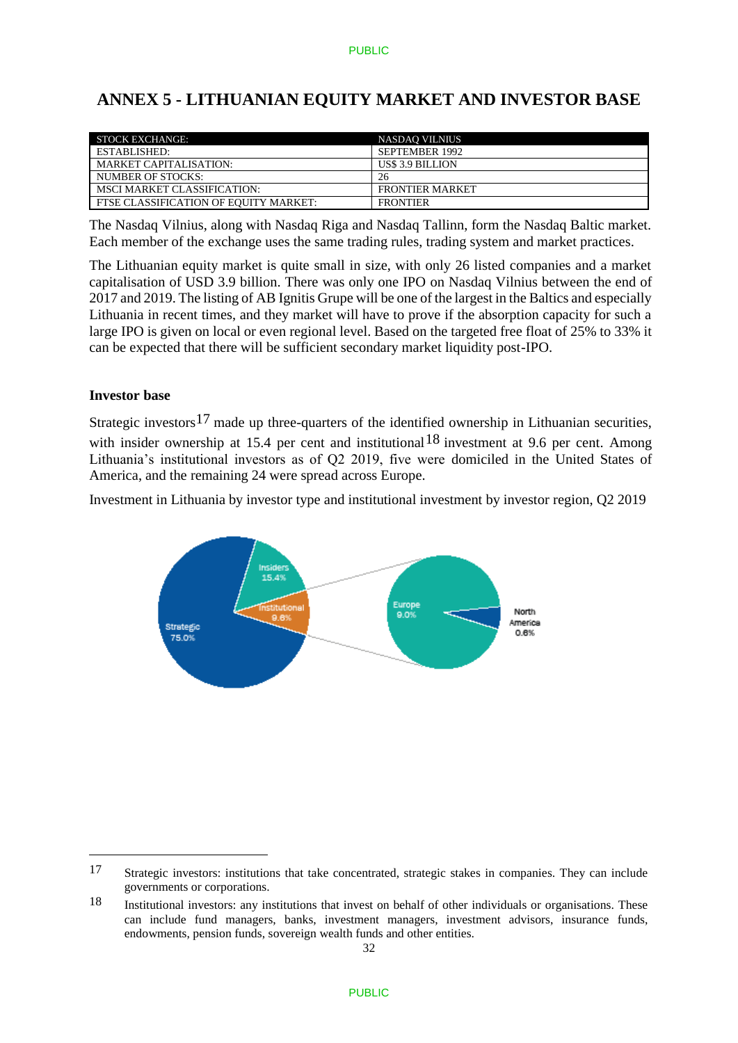# ANNEX 5 - LITHUANIAN EQUITY MARKET AND INVESTOR BASE

| STOCK EXCHANGE: | NASDAQ VILNIUS |
|---|---|
| ESTABLISHED: | SEPTEMBER 1992 |
| MARKET CAPITALISATION: | US$ 3.9 BILLION |
| NUMBER OF STOCKS: | 26 |
| MSCI MARKET CLASSIFICATION: | FRONTIER MARKET |
| FTSE CLASSIFICATION OF EQUITY MARKET: | FRONTIER |

The Nasdaq Vilnius, along with Nasdaq Riga and Nasdaq Tallinn, form the Nasdaq Baltic market. Each member of the exchange uses the same trading rules, trading system and market practices.

The Lithuanian equity market is quite small in size, with only 26 listed companies and a market capitalisation of USD 3.9 billion. There was only one IPO on Nasdaq Vilnius between the end of 2017 and 2019. The listing of AB Ignitis Grupe will be one of the largest in the Baltics and especially Lithuania in recent times, and they market will have to prove if the absorption capacity for such a large IPO is given on local or even regional level. Based on the targeted free float of 25% to 33% it can be expected that there will be sufficient secondary market liquidity post-IPO.

### Investor base

Strategic investors[17] made up three-quarters of the identified ownership in Lithuanian securities, with insider ownership at 15.4 per cent and institutional[18] investment at 9.6 per cent. Among Lithuania's institutional investors as of Q2 2019, five were domiciled in the United States of America, and the remaining 24 were spread across Europe.

Investment in Lithuania by investor type and institutional investment by investor region, Q2 2019

Strategic 75.0%
Insiders 15.4%
Institutional 9.6%
Europe 9.0%
North America 0.6%

---

17 Strategic investors: institutions that take concentrated, strategic stakes in companies. They can include governments or corporations.

18 Institutional investors: any institutions that invest on behalf of other individuals or organisations. These can include fund managers, banks, investment managers, investment advisors, insurance funds, endowments, pension funds, sovereign wealth funds and other entities.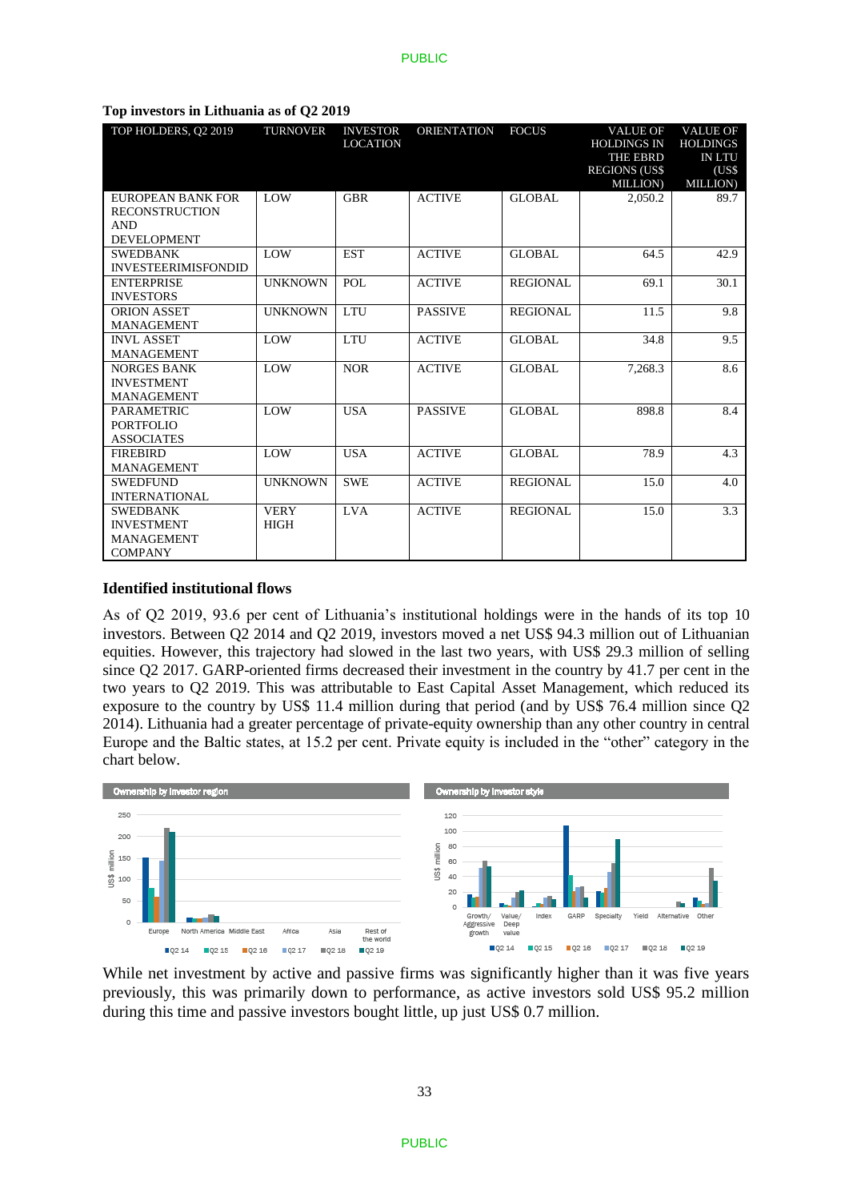**Top investors in Lithuania as of Q2 2019**

| TOP HOLDERS, Q2 2019 | TURNOVER | INVESTOR LOCATION | ORIENTATION | FOCUS | VALUE OF HOLDINGS IN THE EBRD REGIONS (US$ MILLION) | VALUE OF HOLDINGS IN LTU (US$ MILLION) |
|---|---|---|---|---|---|---|
| EUROPEAN BANK FOR RECONSTRUCTION AND DEVELOPMENT | LOW | GBR | ACTIVE | GLOBAL | 2,050.2 | 89.7 |
| SWEDBANK INVESTEERIMISFONDID | LOW | EST | ACTIVE | GLOBAL | 64.5 | 42.9 |
| ENTERPRISE INVESTORS | UNKNOWN | POL | ACTIVE | REGIONAL | 69.1 | 30.1 |
| ORION ASSET MANAGEMENT | UNKNOWN | LTU | PASSIVE | REGIONAL | 11.5 | 9.8 |
| INVL ASSET MANAGEMENT | LOW | LTU | ACTIVE | GLOBAL | 34.8 | 9.5 |
| NORGES BANK INVESTMENT MANAGEMENT | LOW | NOR | ACTIVE | GLOBAL | 7,268.3 | 8.6 |
| PARAMETRIC PORTFOLIO ASSOCIATES | LOW | USA | PASSIVE | GLOBAL | 898.8 | 8.4 |
| FIREBIRD MANAGEMENT | LOW | USA | ACTIVE | GLOBAL | 78.9 | 4.3 |
| SWEDFUND INTERNATIONAL | UNKNOWN | SWE | ACTIVE | REGIONAL | 15.0 | 4.0 |
| SWEDBANK INVESTMENT MANAGEMENT COMPANY | VERY HIGH | LVA | ACTIVE | REGIONAL | 15.0 | 3.3 |

**Identified institutional flows**

As of Q2 2019, 93.6 per cent of Lithuania's institutional holdings were in the hands of its top 10 investors. Between Q2 2014 and Q2 2019, investors moved a net US$ 94.3 million out of Lithuanian equities. However, this trajectory had slowed in the last two years, with US$ 29.3 million of selling since Q2 2017. GARP-oriented firms decreased their investment in the country by 41.7 per cent in the two years to Q2 2019. This was attributable to East Capital Asset Management, which reduced its exposure to the country by US$ 11.4 million during that period (and by US$ 76.4 million since Q2 2014). Lithuania had a greater percentage of private-equity ownership than any other country in central Europe and the Baltic states, at 15.2 per cent. Private equity is included in the "other" category in the chart below.

While net investment by active and passive firms was significantly higher than it was five years previously, this was primarily down to performance, as active investors sold US$ 95.2 million during this time and passive investors bought little, up just US$ 0.7 million.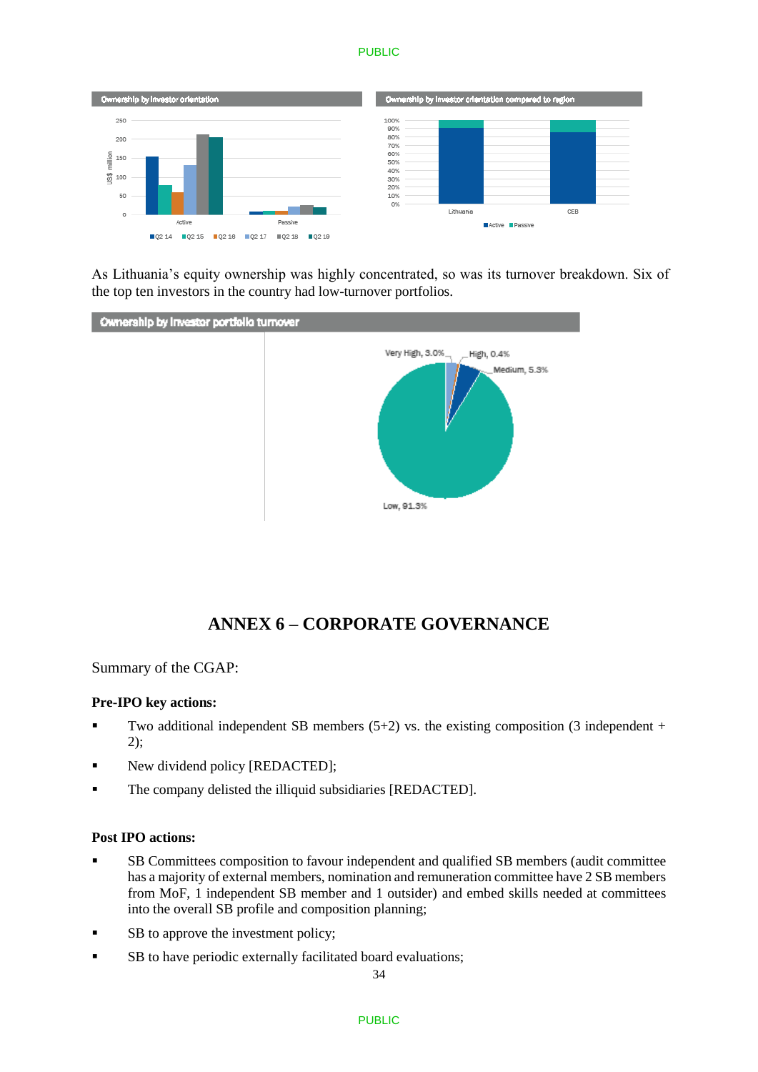Ownership by investor orientation

Ownership by investor orientation compared to region

As Lithuania's equity ownership was highly concentrated, so was its turnover breakdown. Six of the top ten investors in the country had low-turnover portfolios.

Ownership by investor portfolio turnover

# ANNEX 6 – CORPORATE GOVERNANCE

Summary of the CGAP:

**Pre-IPO key actions:**

- Two additional independent SB members (5+2) vs. the existing composition (3 independent + 2);
- New dividend policy [REDACTED];
- The company delisted the illiquid subsidiaries [REDACTED].

**Post IPO actions:**

- SB Committees composition to favour independent and qualified SB members (audit committee has a majority of external members, nomination and remuneration committee have 2 SB members from MoF, 1 independent SB member and 1 outsider) and embed skills needed at committees into the overall SB profile and composition planning;
- SB to approve the investment policy;
- SB to have periodic externally facilitated board evaluations;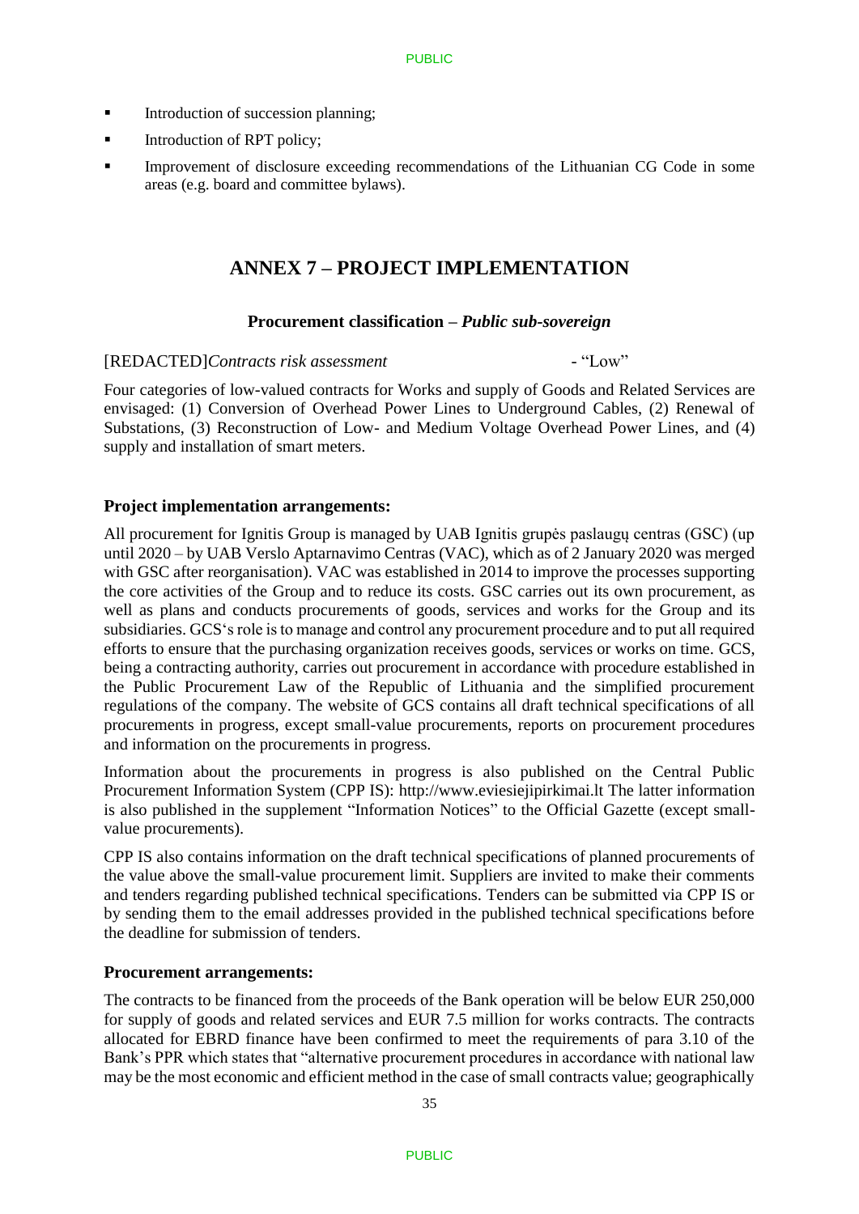- Introduction of succession planning;
- Introduction of RPT policy;
- Improvement of disclosure exceeding recommendations of the Lithuanian CG Code in some areas (e.g. board and committee bylaws).

# ANNEX 7 – PROJECT IMPLEMENTATION

**Procurement classification –** ***Public sub-sovereign***

[REDACTED]*Contracts risk assessment* - "Low"

Four categories of low-valued contracts for Works and supply of Goods and Related Services are envisaged: (1) Conversion of Overhead Power Lines to Underground Cables, (2) Renewal of Substations, (3) Reconstruction of Low- and Medium Voltage Overhead Power Lines, and (4) supply and installation of smart meters.

### Project implementation arrangements:

All procurement for Ignitis Group is managed by UAB Ignitis grupės paslaugų centras (GSC) (up until 2020 – by UAB Verslo Aptarnavimo Centras (VAC), which as of 2 January 2020 was merged with GSC after reorganisation). VAC was established in 2014 to improve the processes supporting the core activities of the Group and to reduce its costs. GSC carries out its own procurement, as well as plans and conducts procurements of goods, services and works for the Group and its subsidiaries. GCS's role is to manage and control any procurement procedure and to put all required efforts to ensure that the purchasing organization receives goods, services or works on time. GCS, being a contracting authority, carries out procurement in accordance with procedure established in the Public Procurement Law of the Republic of Lithuania and the simplified procurement regulations of the company. The website of GCS contains all draft technical specifications of all procurements in progress, except small-value procurements, reports on procurement procedures and information on the procurements in progress.

Information about the procurements in progress is also published on the Central Public Procurement Information System (CPP IS): http://www.eviesiejipirkimai.lt The latter information is also published in the supplement "Information Notices" to the Official Gazette (except small-value procurements).

CPP IS also contains information on the draft technical specifications of planned procurements of the value above the small-value procurement limit. Suppliers are invited to make their comments and tenders regarding published technical specifications. Tenders can be submitted via CPP IS or by sending them to the email addresses provided in the published technical specifications before the deadline for submission of tenders.

### Procurement arrangements:

The contracts to be financed from the proceeds of the Bank operation will be below EUR 250,000 for supply of goods and related services and EUR 7.5 million for works contracts. The contracts allocated for EBRD finance have been confirmed to meet the requirements of para 3.10 of the Bank's PPR which states that "alternative procurement procedures in accordance with national law may be the most economic and efficient method in the case of small contracts value; geographically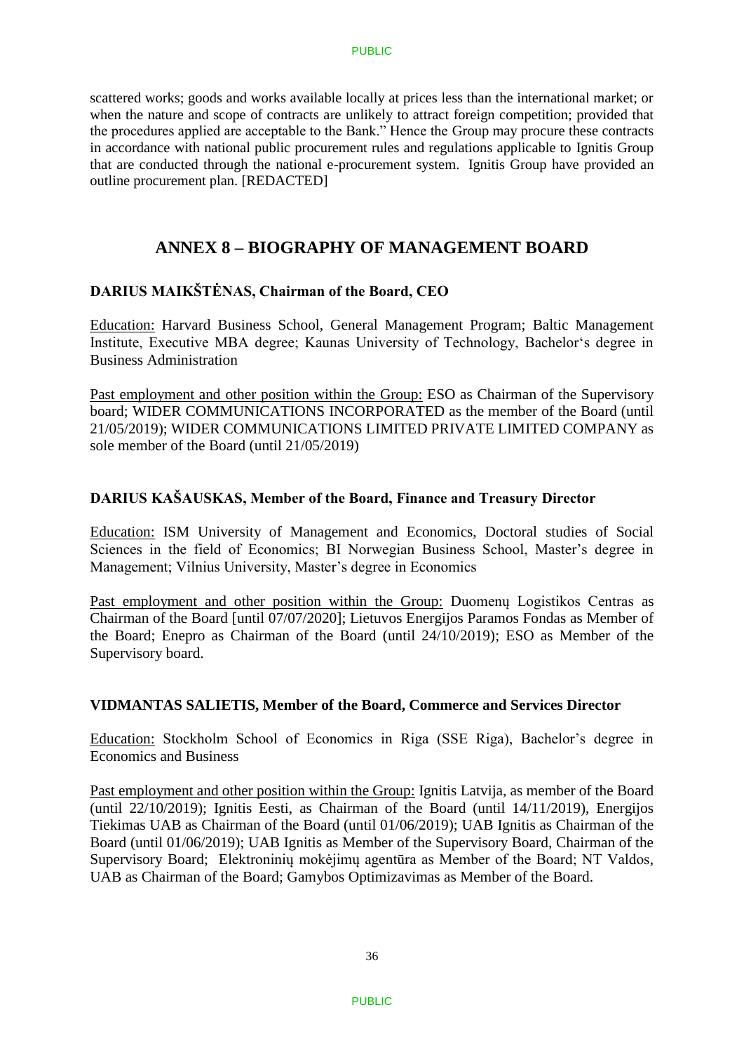scattered works; goods and works available locally at prices less than the international market; or when the nature and scope of contracts are unlikely to attract foreign competition; provided that the procedures applied are acceptable to the Bank." Hence the Group may procure these contracts in accordance with national public procurement rules and regulations applicable to Ignitis Group that are conducted through the national e-procurement system. Ignitis Group have provided an outline procurement plan. [REDACTED]

## ANNEX 8 – BIOGRAPHY OF MANAGEMENT BOARD

### DARIUS MAIKŠTĖNAS, Chairman of the Board, CEO

Education: Harvard Business School, General Management Program; Baltic Management Institute, Executive MBA degree; Kaunas University of Technology, Bachelor's degree in Business Administration

Past employment and other position within the Group: ESO as Chairman of the Supervisory board; WIDER COMMUNICATIONS INCORPORATED as the member of the Board (until 21/05/2019); WIDER COMMUNICATIONS LIMITED PRIVATE LIMITED COMPANY as sole member of the Board (until 21/05/2019)

### DARIUS KAŠAUSKAS, Member of the Board, Finance and Treasury Director

Education: ISM University of Management and Economics, Doctoral studies of Social Sciences in the field of Economics; BI Norwegian Business School, Master's degree in Management; Vilnius University, Master's degree in Economics

Past employment and other position within the Group: Duomenų Logistikos Centras as Chairman of the Board [until 07/07/2020]; Lietuvos Energijos Paramos Fondas as Member of the Board; Enepro as Chairman of the Board (until 24/10/2019); ESO as Member of the Supervisory board.

### VIDMANTAS SALIETIS, Member of the Board, Commerce and Services Director

Education: Stockholm School of Economics in Riga (SSE Riga), Bachelor's degree in Economics and Business

Past employment and other position within the Group: Ignitis Latvija, as member of the Board (until 22/10/2019); Ignitis Eesti, as Chairman of the Board (until 14/11/2019), Energijos Tiekimas UAB as Chairman of the Board (until 01/06/2019); UAB Ignitis as Chairman of the Board (until 01/06/2019); UAB Ignitis as Member of the Supervisory Board, Chairman of the Supervisory Board; Elektroninių mokėjimų agentūra as Member of the Board; NT Valdos, UAB as Chairman of the Board; Gamybos Optimizavimas as Member of the Board.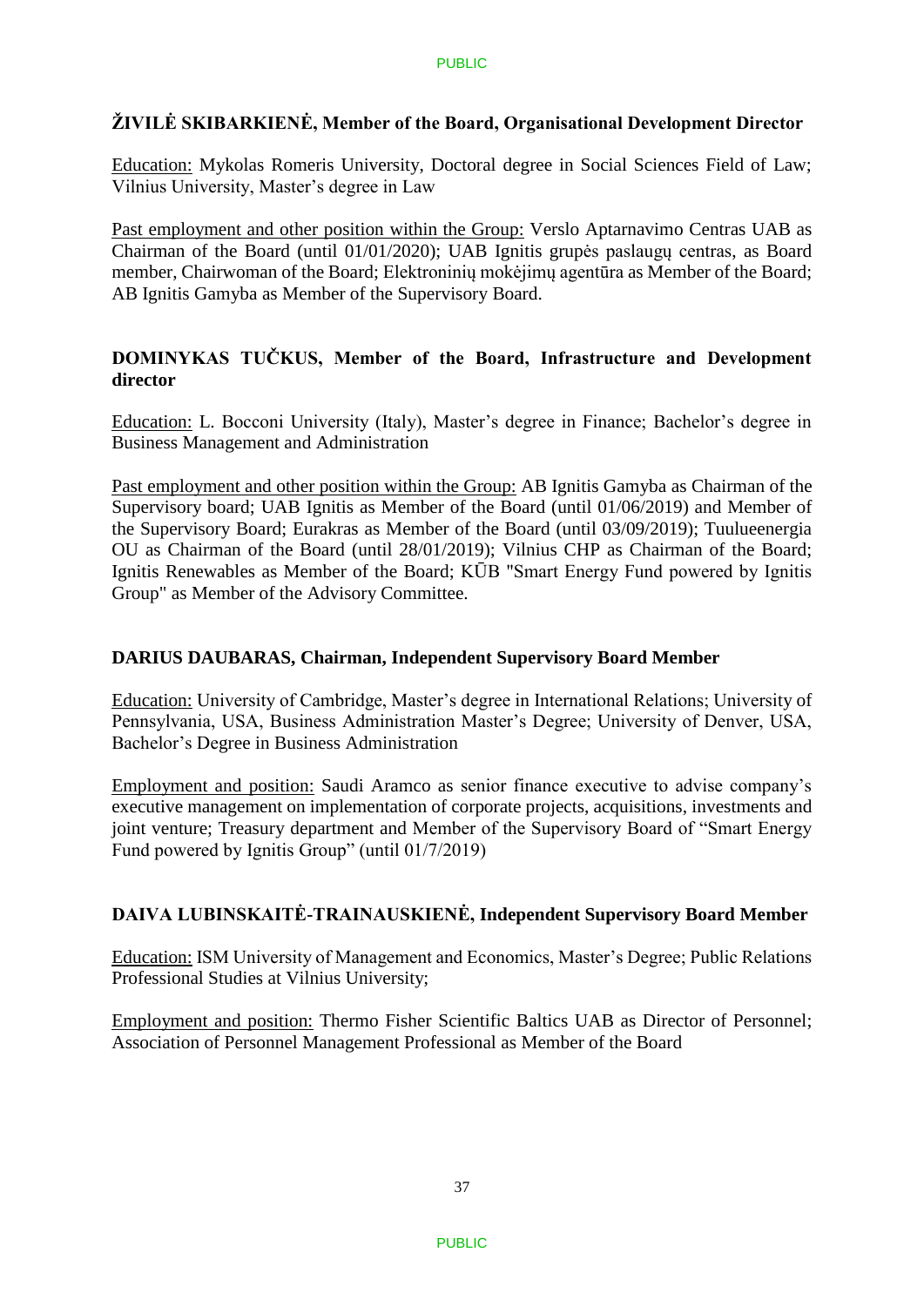**ŽIVILĖ SKIBARKIENĖ, Member of the Board, Organisational Development Director**

Education: Mykolas Romeris University, Doctoral degree in Social Sciences Field of Law; Vilnius University, Master's degree in Law

Past employment and other position within the Group: Verslo Aptarnavimo Centras UAB as Chairman of the Board (until 01/01/2020); UAB Ignitis grupės paslaugų centras, as Board member, Chairwoman of the Board; Elektroninių mokėjimų agentūra as Member of the Board; AB Ignitis Gamyba as Member of the Supervisory Board.

**DOMINYKAS TUČKUS, Member of the Board, Infrastructure and Development director**

Education: L. Bocconi University (Italy), Master's degree in Finance; Bachelor's degree in Business Management and Administration

Past employment and other position within the Group: AB Ignitis Gamyba as Chairman of the Supervisory board; UAB Ignitis as Member of the Board (until 01/06/2019) and Member of the Supervisory Board; Eurakras as Member of the Board (until 03/09/2019); Tuulueenergia OU as Chairman of the Board (until 28/01/2019); Vilnius CHP as Chairman of the Board; Ignitis Renewables as Member of the Board; KŪB "Smart Energy Fund powered by Ignitis Group" as Member of the Advisory Committee.

**DARIUS DAUBARAS, Chairman, Independent Supervisory Board Member**

Education: University of Cambridge, Master's degree in International Relations; University of Pennsylvania, USA, Business Administration Master's Degree; University of Denver, USA, Bachelor's Degree in Business Administration

Employment and position: Saudi Aramco as senior finance executive to advise company's executive management on implementation of corporate projects, acquisitions, investments and joint venture; Treasury department and Member of the Supervisory Board of "Smart Energy Fund powered by Ignitis Group" (until 01/7/2019)

**DAIVA LUBINSKAITĖ-TRAINAUSKIENĖ, Independent Supervisory Board Member**

Education: ISM University of Management and Economics, Master's Degree; Public Relations Professional Studies at Vilnius University;

Employment and position: Thermo Fisher Scientific Baltics UAB as Director of Personnel; Association of Personnel Management Professional as Member of the Board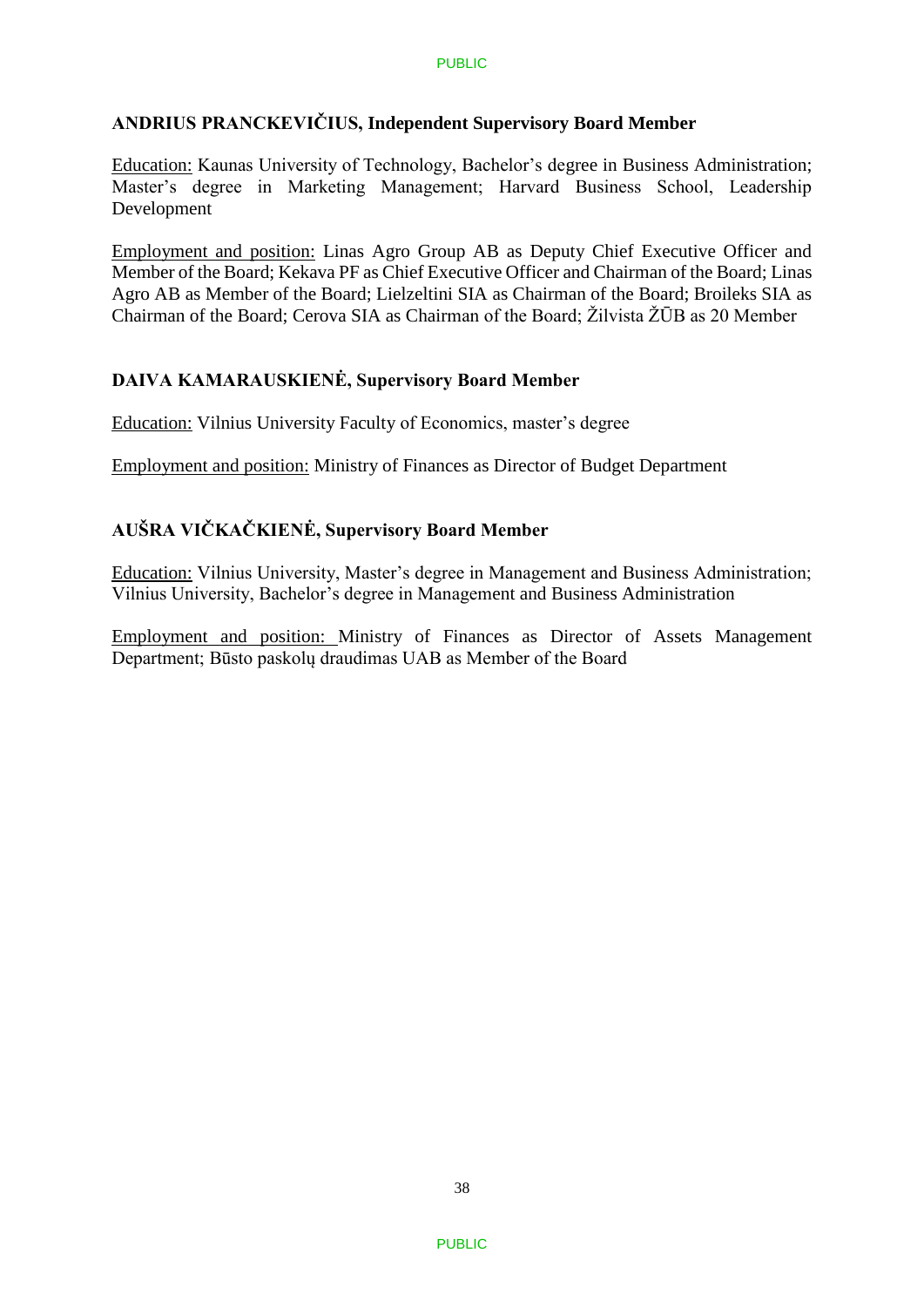**ANDRIUS PRANCKEVIČIUS, Independent Supervisory Board Member**

Education: Kaunas University of Technology, Bachelor's degree in Business Administration; Master's degree in Marketing Management; Harvard Business School, Leadership Development

Employment and position: Linas Agro Group AB as Deputy Chief Executive Officer and Member of the Board; Kekava PF as Chief Executive Officer and Chairman of the Board; Linas Agro AB as Member of the Board; Lielzeltini SIA as Chairman of the Board; Broileks SIA as Chairman of the Board; Cerova SIA as Chairman of the Board; Žilvista ŽŪB as 20 Member

**DAIVA KAMARAUSKIENĖ, Supervisory Board Member**

Education: Vilnius University Faculty of Economics, master's degree

Employment and position: Ministry of Finances as Director of Budget Department

**AUŠRA VIČKAČKIENĖ, Supervisory Board Member**

Education: Vilnius University, Master's degree in Management and Business Administration; Vilnius University, Bachelor's degree in Management and Business Administration

Employment and position: Ministry of Finances as Director of Assets Management Department; Būsto paskolų draudimas UAB as Member of the Board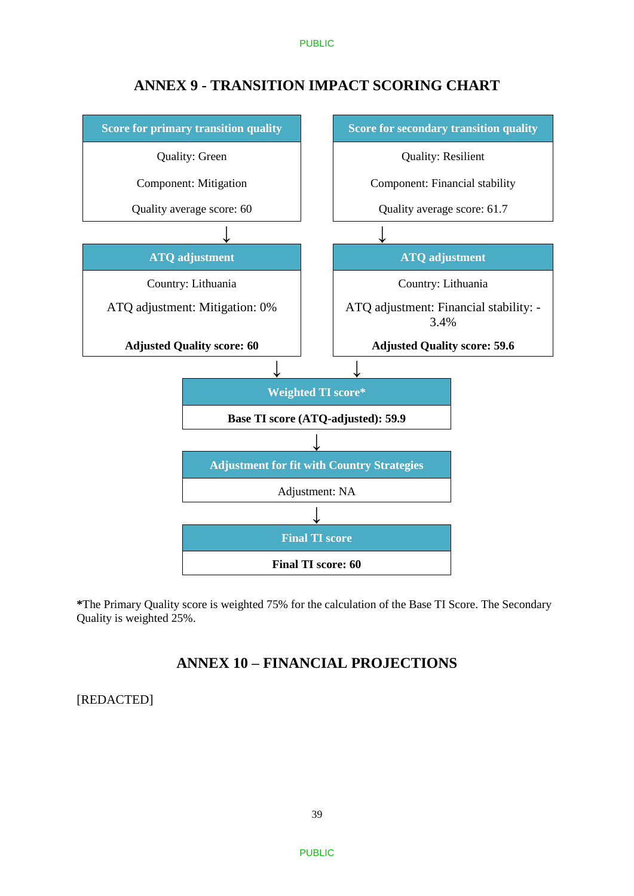# ANNEX 9 - TRANSITION IMPACT SCORING CHART

**Score for primary transition quality**

Quality: Green

Component: Mitigation

Quality average score: 60

**Score for secondary transition quality**

Quality: Resilient

Component: Financial stability

Quality average score: 61.7

**ATQ adjustment**

Country: Lithuania

ATQ adjustment: Mitigation: 0%

**Adjusted Quality score: 60**

**ATQ adjustment**

Country: Lithuania

ATQ adjustment: Financial stability: -3.4%

**Adjusted Quality score: 59.6**

**Weighted TI score***

**Base TI score (ATQ-adjusted): 59.9**

**Adjustment for fit with Country Strategies**

Adjustment: NA

**Final TI score**

**Final TI score: 60**

***The Primary Quality score is weighted 75% for the calculation of the Base TI Score. The Secondary Quality is weighted 25%.

# ANNEX 10 – FINANCIAL PROJECTIONS

[REDACTED]